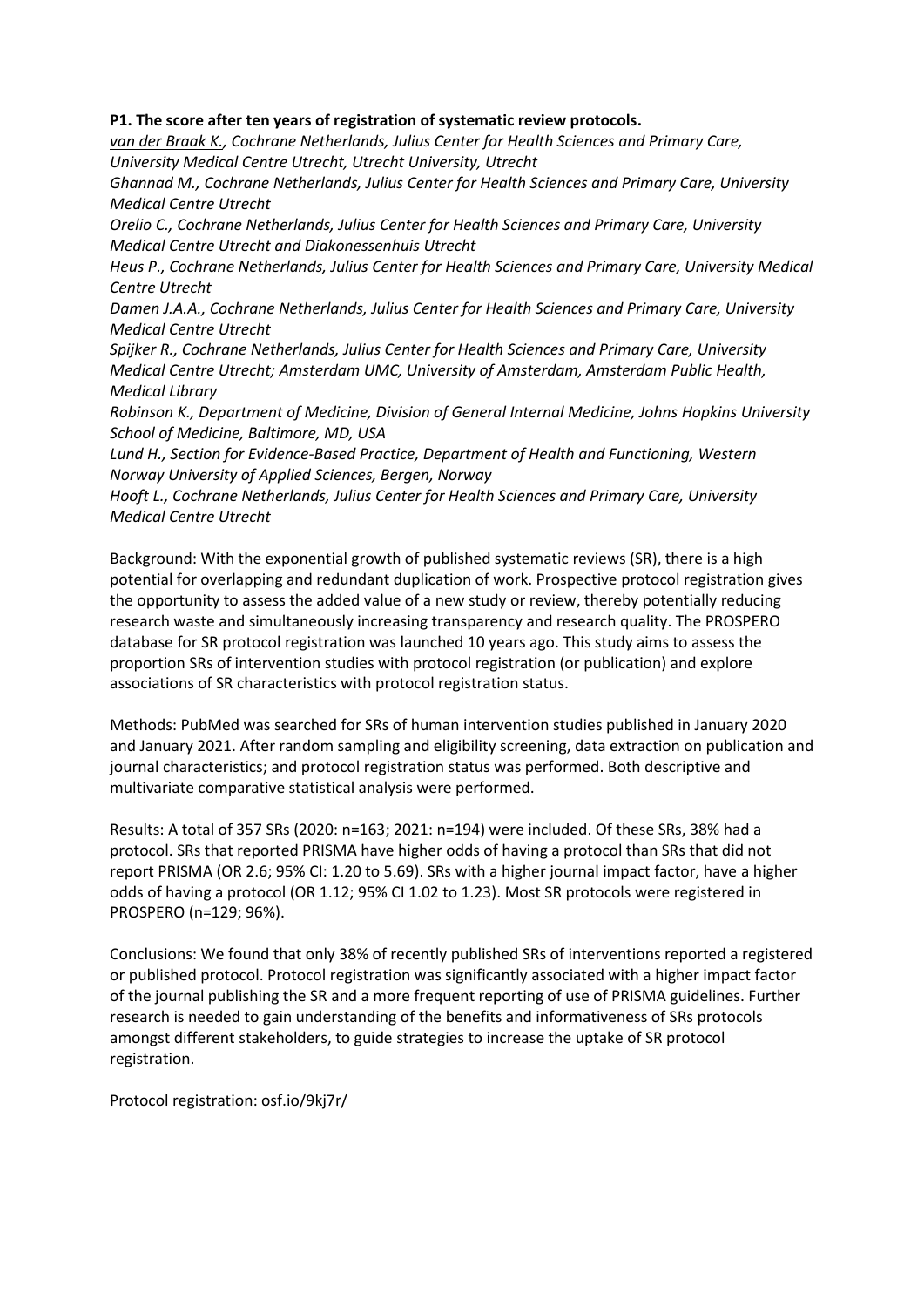**P1. The score after ten years of registration of systematic review protocols.**

*van der Braak K., Cochrane Netherlands, Julius Center for Health Sciences and Primary Care, University Medical Centre Utrecht, Utrecht University, Utrecht*

*Ghannad M., Cochrane Netherlands, Julius Center for Health Sciences and Primary Care, University Medical Centre Utrecht*

*Orelio C., Cochrane Netherlands, Julius Center for Health Sciences and Primary Care, University Medical Centre Utrecht and Diakonessenhuis Utrecht*

*Heus P., Cochrane Netherlands, Julius Center for Health Sciences and Primary Care, University Medical Centre Utrecht*

*Damen J.A.A., Cochrane Netherlands, Julius Center for Health Sciences and Primary Care, University Medical Centre Utrecht*

*Spijker R., Cochrane Netherlands, Julius Center for Health Sciences and Primary Care, University Medical Centre Utrecht; Amsterdam UMC, University of Amsterdam, Amsterdam Public Health, Medical Library*

*Robinson K., Department of Medicine, Division of General Internal Medicine, Johns Hopkins University School of Medicine, Baltimore, MD, USA*

*Lund H., Section for Evidence-Based Practice, Department of Health and Functioning, Western Norway University of Applied Sciences, Bergen, Norway*

*Hooft L., Cochrane Netherlands, Julius Center for Health Sciences and Primary Care, University Medical Centre Utrecht*

Background: With the exponential growth of published systematic reviews (SR), there is a high potential for overlapping and redundant duplication of work. Prospective protocol registration gives the opportunity to assess the added value of a new study or review, thereby potentially reducing research waste and simultaneously increasing transparency and research quality. The PROSPERO database for SR protocol registration was launched 10 years ago. This study aims to assess the proportion SRs of intervention studies with protocol registration (or publication) and explore associations of SR characteristics with protocol registration status.

Methods: PubMed was searched for SRs of human intervention studies published in January 2020 and January 2021. After random sampling and eligibility screening, data extraction on publication and journal characteristics; and protocol registration status was performed. Both descriptive and multivariate comparative statistical analysis were performed.

Results: A total of 357 SRs (2020: n=163; 2021: n=194) were included. Of these SRs, 38% had a protocol. SRs that reported PRISMA have higher odds of having a protocol than SRs that did not report PRISMA (OR 2.6; 95% CI: 1.20 to 5.69). SRs with a higher journal impact factor, have a higher odds of having a protocol (OR 1.12; 95% CI 1.02 to 1.23). Most SR protocols were registered in PROSPERO (n=129; 96%).

Conclusions: We found that only 38% of recently published SRs of interventions reported a registered or published protocol. Protocol registration was significantly associated with a higher impact factor of the journal publishing the SR and a more frequent reporting of use of PRISMA guidelines. Further research is needed to gain understanding of the benefits and informativeness of SRs protocols amongst different stakeholders, to guide strategies to increase the uptake of SR protocol registration.

Protocol registration: osf.io/9kj7r/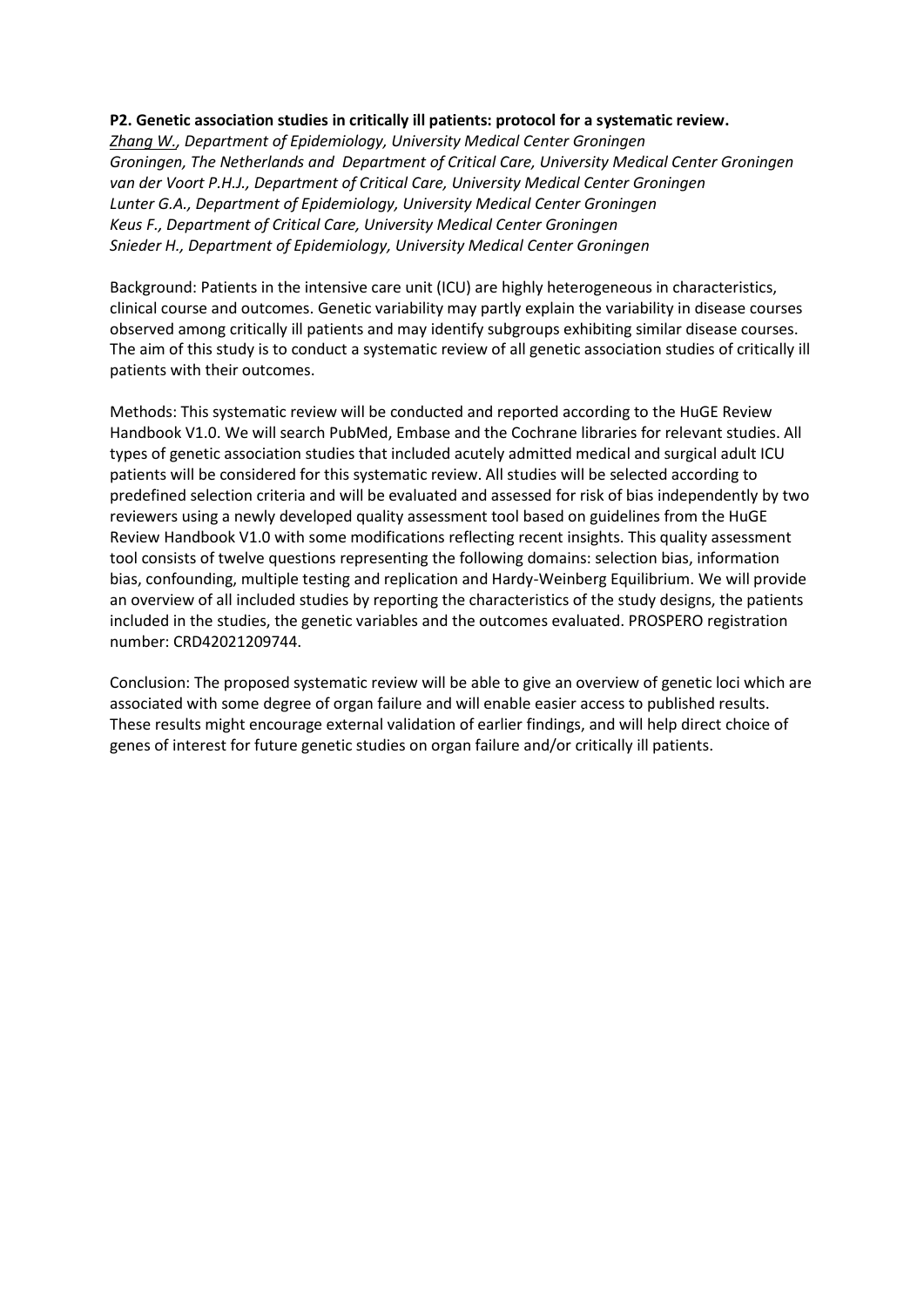**P2. Genetic association studies in critically ill patients: protocol for a systematic review.**

*Zhang W., Department of Epidemiology, University Medical Center Groningen Groningen, The Netherlands and Department of Critical Care, University Medical Center Groningen*
*van der Voort P.H.J., Department of Critical Care, University Medical Center Groningen*
*Lunter G.A., Department of Epidemiology, University Medical Center Groningen*
*Keus F., Department of Critical Care, University Medical Center Groningen*
*Snieder H., Department of Epidemiology, University Medical Center Groningen*

Background: Patients in the intensive care unit (ICU) are highly heterogeneous in characteristics, clinical course and outcomes. Genetic variability may partly explain the variability in disease courses observed among critically ill patients and may identify subgroups exhibiting similar disease courses. The aim of this study is to conduct a systematic review of all genetic association studies of critically ill patients with their outcomes.

Methods: This systematic review will be conducted and reported according to the HuGE Review Handbook V1.0. We will search PubMed, Embase and the Cochrane libraries for relevant studies. All types of genetic association studies that included acutely admitted medical and surgical adult ICU patients will be considered for this systematic review. All studies will be selected according to predefined selection criteria and will be evaluated and assessed for risk of bias independently by two reviewers using a newly developed quality assessment tool based on guidelines from the HuGE Review Handbook V1.0 with some modifications reflecting recent insights. This quality assessment tool consists of twelve questions representing the following domains: selection bias, information bias, confounding, multiple testing and replication and Hardy-Weinberg Equilibrium. We will provide an overview of all included studies by reporting the characteristics of the study designs, the patients included in the studies, the genetic variables and the outcomes evaluated. PROSPERO registration number: CRD42021209744.

Conclusion: The proposed systematic review will be able to give an overview of genetic loci which are associated with some degree of organ failure and will enable easier access to published results. These results might encourage external validation of earlier findings, and will help direct choice of genes of interest for future genetic studies on organ failure and/or critically ill patients.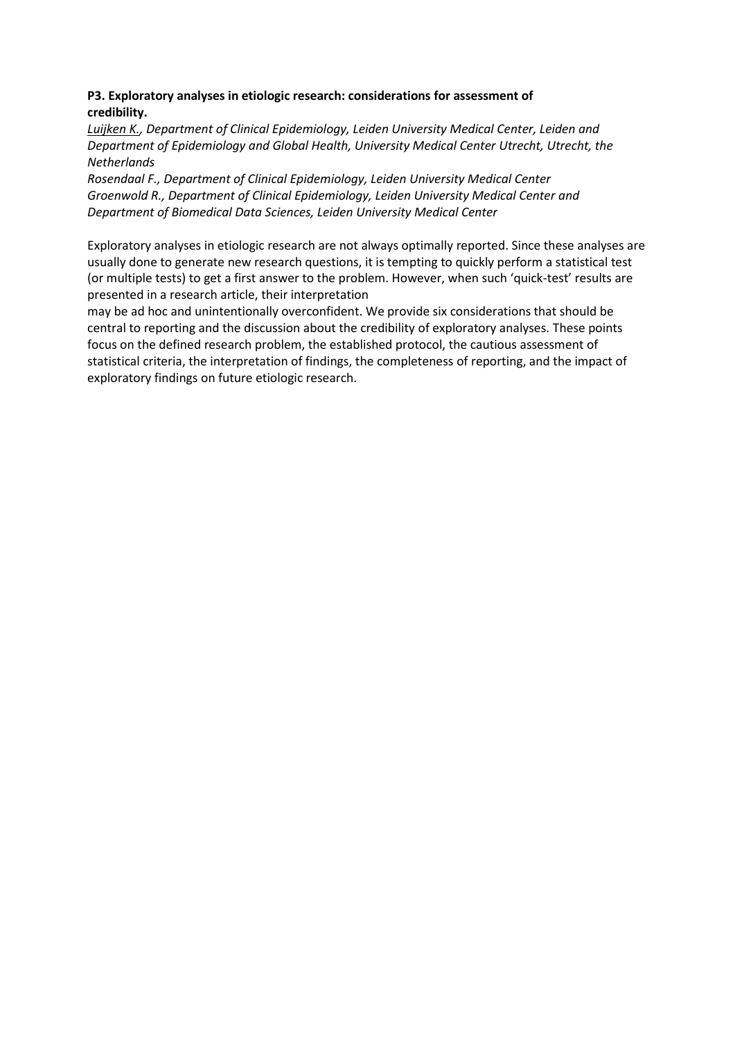**P3. Exploratory analyses in etiologic research: considerations for assessment of credibility.**

*Luijken K., Department of Clinical Epidemiology, Leiden University Medical Center, Leiden and Department of Epidemiology and Global Health, University Medical Center Utrecht, Utrecht, the Netherlands*
*Rosendaal F., Department of Clinical Epidemiology, Leiden University Medical Center*
*Groenwold R., Department of Clinical Epidemiology, Leiden University Medical Center and Department of Biomedical Data Sciences, Leiden University Medical Center*

Exploratory analyses in etiologic research are not always optimally reported. Since these analyses are usually done to generate new research questions, it is tempting to quickly perform a statistical test (or multiple tests) to get a first answer to the problem. However, when such 'quick-test' results are presented in a research article, their interpretation may be ad hoc and unintentionally overconfident. We provide six considerations that should be central to reporting and the discussion about the credibility of exploratory analyses. These points focus on the defined research problem, the established protocol, the cautious assessment of statistical criteria, the interpretation of findings, the completeness of reporting, and the impact of exploratory findings on future etiologic research.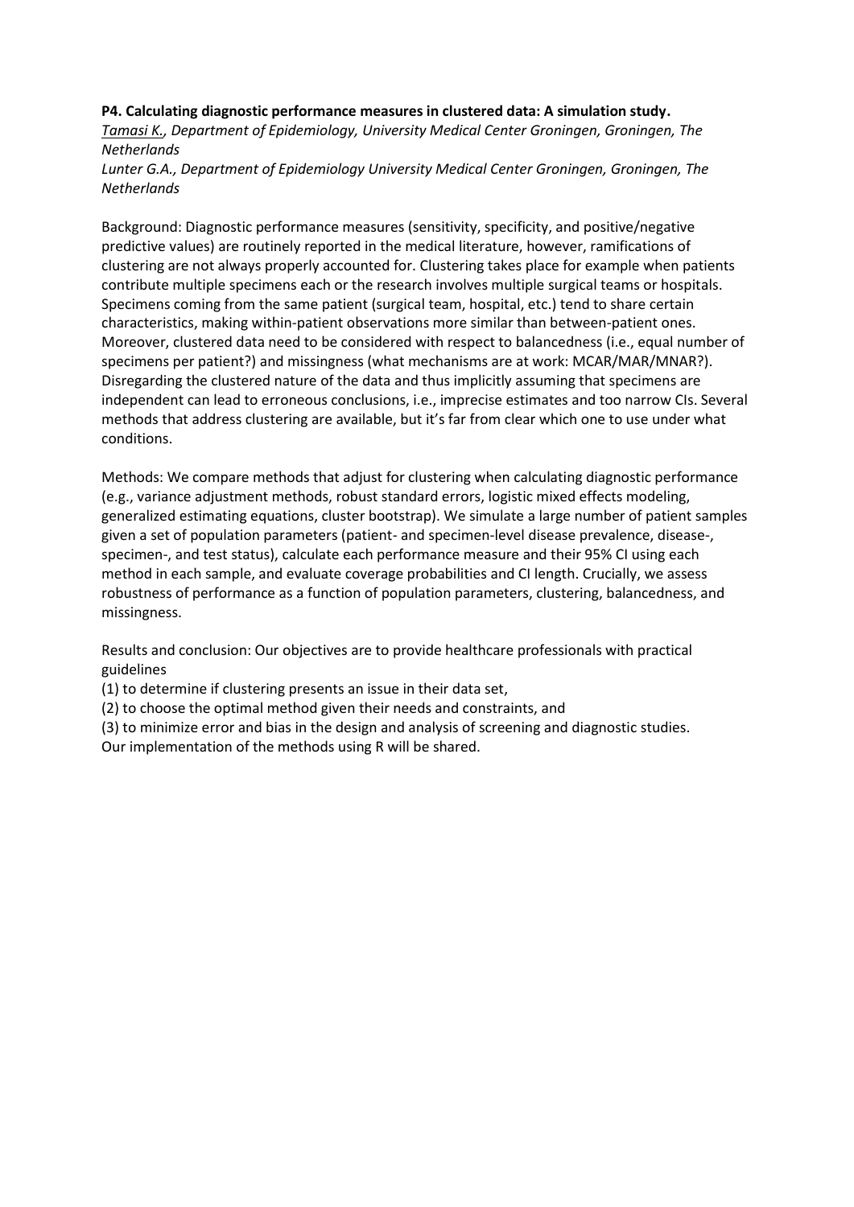**P4. Calculating diagnostic performance measures in clustered data: A simulation study.**

*Tamasi K., Department of Epidemiology, University Medical Center Groningen, Groningen, The Netherlands*

*Lunter G.A., Department of Epidemiology University Medical Center Groningen, Groningen, The Netherlands*

Background: Diagnostic performance measures (sensitivity, specificity, and positive/negative predictive values) are routinely reported in the medical literature, however, ramifications of clustering are not always properly accounted for. Clustering takes place for example when patients contribute multiple specimens each or the research involves multiple surgical teams or hospitals. Specimens coming from the same patient (surgical team, hospital, etc.) tend to share certain characteristics, making within-patient observations more similar than between-patient ones. Moreover, clustered data need to be considered with respect to balancedness (i.e., equal number of specimens per patient?) and missingness (what mechanisms are at work: MCAR/MAR/MNAR?). Disregarding the clustered nature of the data and thus implicitly assuming that specimens are independent can lead to erroneous conclusions, i.e., imprecise estimates and too narrow CIs. Several methods that address clustering are available, but it's far from clear which one to use under what conditions.

Methods: We compare methods that adjust for clustering when calculating diagnostic performance (e.g., variance adjustment methods, robust standard errors, logistic mixed effects modeling, generalized estimating equations, cluster bootstrap). We simulate a large number of patient samples given a set of population parameters (patient- and specimen-level disease prevalence, disease-, specimen-, and test status), calculate each performance measure and their 95% CI using each method in each sample, and evaluate coverage probabilities and CI length. Crucially, we assess robustness of performance as a function of population parameters, clustering, balancedness, and missingness.

Results and conclusion: Our objectives are to provide healthcare professionals with practical guidelines

(1) to determine if clustering presents an issue in their data set,

(2) to choose the optimal method given their needs and constraints, and

(3) to minimize error and bias in the design and analysis of screening and diagnostic studies.

Our implementation of the methods using R will be shared.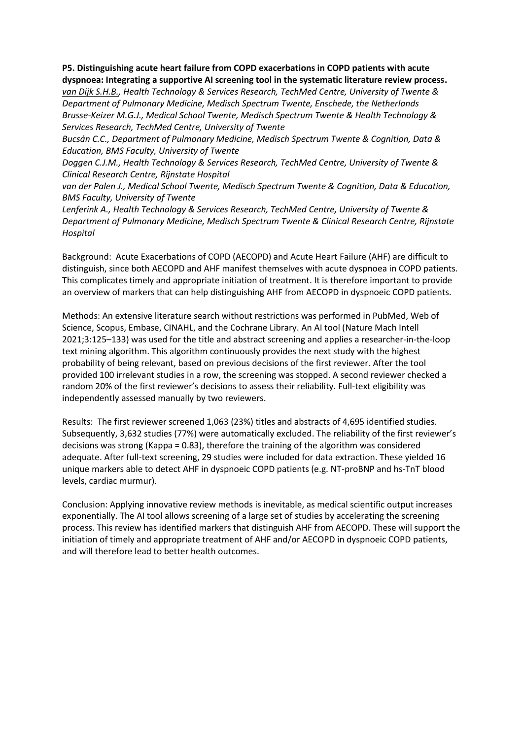**P5. Distinguishing acute heart failure from COPD exacerbations in COPD patients with acute dyspnoea: Integrating a supportive AI screening tool in the systematic literature review process.**

*van Dijk S.H.B., Health Technology & Services Research, TechMed Centre, University of Twente & Department of Pulmonary Medicine, Medisch Spectrum Twente, Enschede, the Netherlands*
*Brusse-Keizer M.G.J., Medical School Twente, Medisch Spectrum Twente & Health Technology & Services Research, TechMed Centre, University of Twente*
*Bucsán C.C., Department of Pulmonary Medicine, Medisch Spectrum Twente & Cognition, Data & Education, BMS Faculty, University of Twente*
*Doggen C.J.M., Health Technology & Services Research, TechMed Centre, University of Twente & Clinical Research Centre, Rijnstate Hospital*
*van der Palen J., Medical School Twente, Medisch Spectrum Twente & Cognition, Data & Education, BMS Faculty, University of Twente*
*Lenferink A., Health Technology & Services Research, TechMed Centre, University of Twente & Department of Pulmonary Medicine, Medisch Spectrum Twente & Clinical Research Centre, Rijnstate Hospital*

Background: Acute Exacerbations of COPD (AECOPD) and Acute Heart Failure (AHF) are difficult to distinguish, since both AECOPD and AHF manifest themselves with acute dyspnoea in COPD patients. This complicates timely and appropriate initiation of treatment. It is therefore important to provide an overview of markers that can help distinguishing AHF from AECOPD in dyspnoeic COPD patients.

Methods: An extensive literature search without restrictions was performed in PubMed, Web of Science, Scopus, Embase, CINAHL, and the Cochrane Library. An AI tool (Nature Mach Intell 2021;3:125–133) was used for the title and abstract screening and applies a researcher-in-the-loop text mining algorithm. This algorithm continuously provides the next study with the highest probability of being relevant, based on previous decisions of the first reviewer. After the tool provided 100 irrelevant studies in a row, the screening was stopped. A second reviewer checked a random 20% of the first reviewer's decisions to assess their reliability. Full-text eligibility was independently assessed manually by two reviewers.

Results: The first reviewer screened 1,063 (23%) titles and abstracts of 4,695 identified studies. Subsequently, 3,632 studies (77%) were automatically excluded. The reliability of the first reviewer's decisions was strong (Kappa = 0.83), therefore the training of the algorithm was considered adequate. After full-text screening, 29 studies were included for data extraction. These yielded 16 unique markers able to detect AHF in dyspnoeic COPD patients (e.g. NT-proBNP and hs-TnT blood levels, cardiac murmur).

Conclusion: Applying innovative review methods is inevitable, as medical scientific output increases exponentially. The AI tool allows screening of a large set of studies by accelerating the screening process. This review has identified markers that distinguish AHF from AECOPD. These will support the initiation of timely and appropriate treatment of AHF and/or AECOPD in dyspnoeic COPD patients, and will therefore lead to better health outcomes.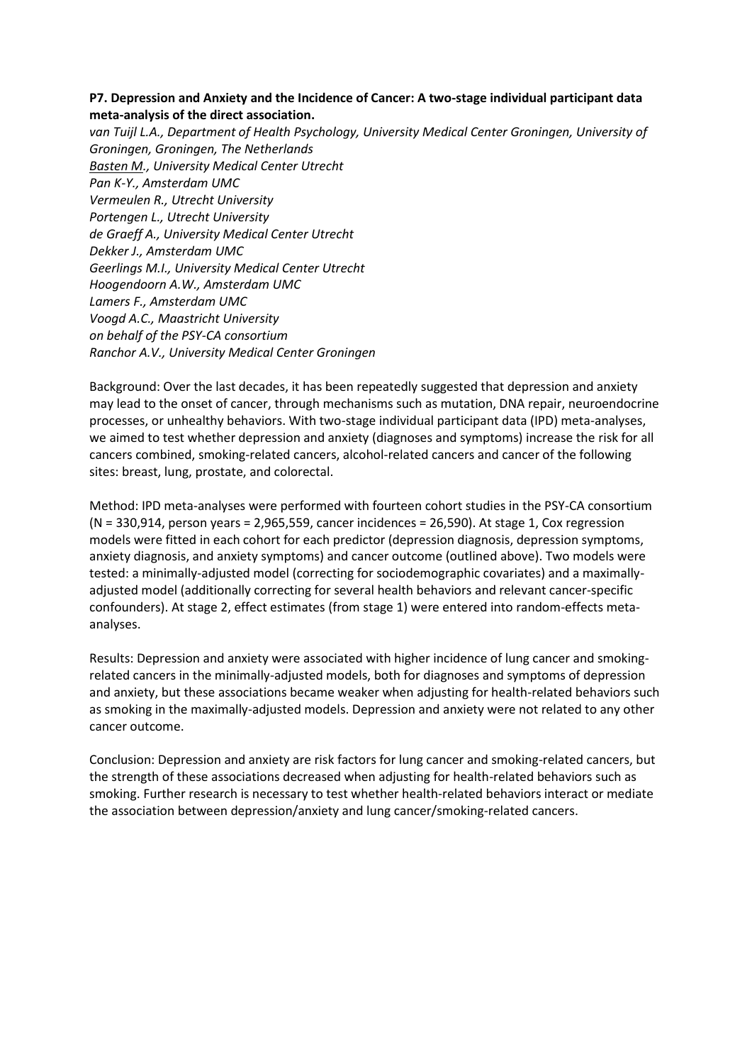**P7. Depression and Anxiety and the Incidence of Cancer: A two-stage individual participant data meta-analysis of the direct association.**

*van Tuijl L.A., Department of Health Psychology, University Medical Center Groningen, University of Groningen, Groningen, The Netherlands*
*Basten M., University Medical Center Utrecht*
*Pan K-Y., Amsterdam UMC*
*Vermeulen R., Utrecht University*
*Portengen L., Utrecht University*
*de Graeff A., University Medical Center Utrecht*
*Dekker J., Amsterdam UMC*
*Geerlings M.I., University Medical Center Utrecht*
*Hoogendoorn A.W., Amsterdam UMC*
*Lamers F., Amsterdam UMC*
*Voogd A.C., Maastricht University*
*on behalf of the PSY-CA consortium*
*Ranchor A.V., University Medical Center Groningen*

Background: Over the last decades, it has been repeatedly suggested that depression and anxiety may lead to the onset of cancer, through mechanisms such as mutation, DNA repair, neuroendocrine processes, or unhealthy behaviors. With two-stage individual participant data (IPD) meta-analyses, we aimed to test whether depression and anxiety (diagnoses and symptoms) increase the risk for all cancers combined, smoking-related cancers, alcohol-related cancers and cancer of the following sites: breast, lung, prostate, and colorectal.

Method: IPD meta-analyses were performed with fourteen cohort studies in the PSY-CA consortium (N = 330,914, person years = 2,965,559, cancer incidences = 26,590). At stage 1, Cox regression models were fitted in each cohort for each predictor (depression diagnosis, depression symptoms, anxiety diagnosis, and anxiety symptoms) and cancer outcome (outlined above). Two models were tested: a minimally-adjusted model (correcting for sociodemographic covariates) and a maximally-adjusted model (additionally correcting for several health behaviors and relevant cancer-specific confounders). At stage 2, effect estimates (from stage 1) were entered into random-effects meta-analyses.

Results: Depression and anxiety were associated with higher incidence of lung cancer and smoking-related cancers in the minimally-adjusted models, both for diagnoses and symptoms of depression and anxiety, but these associations became weaker when adjusting for health-related behaviors such as smoking in the maximally-adjusted models. Depression and anxiety were not related to any other cancer outcome.

Conclusion: Depression and anxiety are risk factors for lung cancer and smoking-related cancers, but the strength of these associations decreased when adjusting for health-related behaviors such as smoking. Further research is necessary to test whether health-related behaviors interact or mediate the association between depression/anxiety and lung cancer/smoking-related cancers.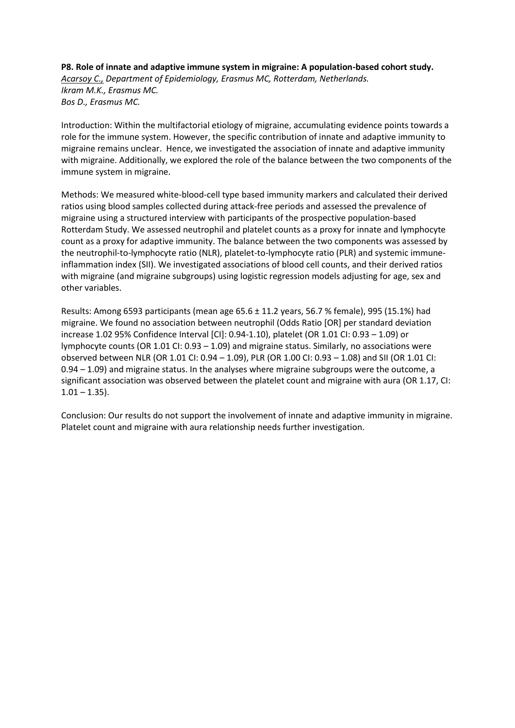**P8. Role of innate and adaptive immune system in migraine: A population-based cohort study.**

*<u>Acarsoy C.,</u> Department of Epidemiology, Erasmus MC, Rotterdam, Netherlands.*
*Ikram M.K., Erasmus MC.*
*Bos D., Erasmus MC.*

Introduction: Within the multifactorial etiology of migraine, accumulating evidence points towards a role for the immune system. However, the specific contribution of innate and adaptive immunity to migraine remains unclear. Hence, we investigated the association of innate and adaptive immunity with migraine. Additionally, we explored the role of the balance between the two components of the immune system in migraine.

Methods: We measured white-blood-cell type based immunity markers and calculated their derived ratios using blood samples collected during attack-free periods and assessed the prevalence of migraine using a structured interview with participants of the prospective population-based Rotterdam Study. We assessed neutrophil and platelet counts as a proxy for innate and lymphocyte count as a proxy for adaptive immunity. The balance between the two components was assessed by the neutrophil-to-lymphocyte ratio (NLR), platelet-to-lymphocyte ratio (PLR) and systemic immune-inflammation index (SII). We investigated associations of blood cell counts, and their derived ratios with migraine (and migraine subgroups) using logistic regression models adjusting for age, sex and other variables.

Results: Among 6593 participants (mean age 65.6 ± 11.2 years, 56.7 % female), 995 (15.1%) had migraine. We found no association between neutrophil (Odds Ratio [OR] per standard deviation increase 1.02 95% Confidence Interval [CI]: 0.94-1.10), platelet (OR 1.01 CI: 0.93 – 1.09) or lymphocyte counts (OR 1.01 CI: 0.93 – 1.09) and migraine status. Similarly, no associations were observed between NLR (OR 1.01 CI: 0.94 – 1.09), PLR (OR 1.00 CI: 0.93 – 1.08) and SII (OR 1.01 CI: 0.94 – 1.09) and migraine status. In the analyses where migraine subgroups were the outcome, a significant association was observed between the platelet count and migraine with aura (OR 1.17, CI: 1.01 – 1.35).

Conclusion: Our results do not support the involvement of innate and adaptive immunity in migraine. Platelet count and migraine with aura relationship needs further investigation.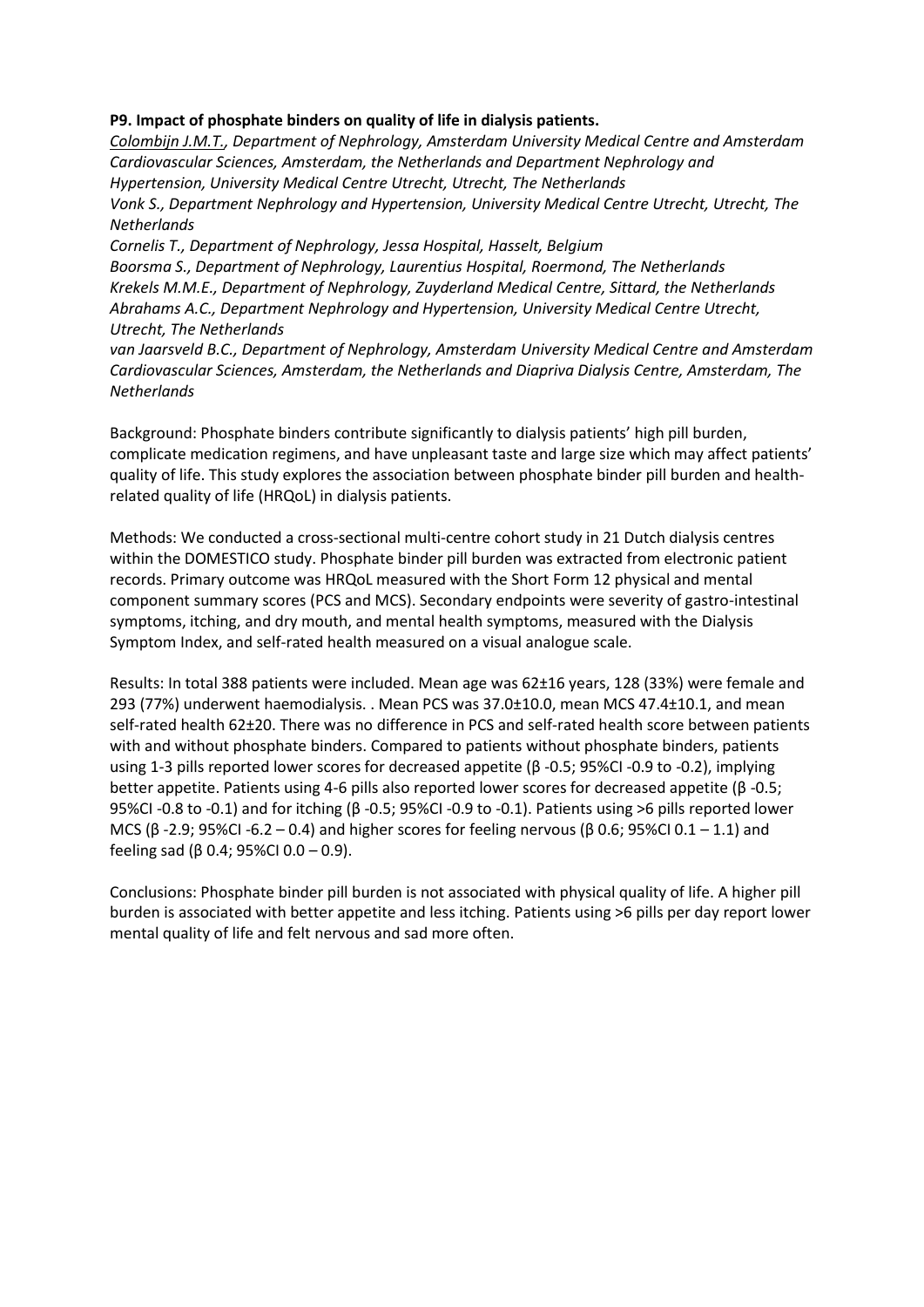**P9. Impact of phosphate binders on quality of life in dialysis patients.**

*Colombijn J.M.T., Department of Nephrology, Amsterdam University Medical Centre and Amsterdam Cardiovascular Sciences, Amsterdam, the Netherlands and Department Nephrology and Hypertension, University Medical Centre Utrecht, Utrecht, The Netherlands*

*Vonk S., Department Nephrology and Hypertension, University Medical Centre Utrecht, Utrecht, The Netherlands*

*Cornelis T., Department of Nephrology, Jessa Hospital, Hasselt, Belgium*

*Boorsma S., Department of Nephrology, Laurentius Hospital, Roermond, The Netherlands*

*Krekels M.M.E., Department of Nephrology, Zuyderland Medical Centre, Sittard, the Netherlands*

*Abrahams A.C., Department Nephrology and Hypertension, University Medical Centre Utrecht, Utrecht, The Netherlands*

*van Jaarsveld B.C., Department of Nephrology, Amsterdam University Medical Centre and Amsterdam Cardiovascular Sciences, Amsterdam, the Netherlands and Diapriva Dialysis Centre, Amsterdam, The Netherlands*

Background: Phosphate binders contribute significantly to dialysis patients' high pill burden, complicate medication regimens, and have unpleasant taste and large size which may affect patients' quality of life. This study explores the association between phosphate binder pill burden and health-related quality of life (HRQoL) in dialysis patients.

Methods: We conducted a cross-sectional multi-centre cohort study in 21 Dutch dialysis centres within the DOMESTICO study. Phosphate binder pill burden was extracted from electronic patient records. Primary outcome was HRQoL measured with the Short Form 12 physical and mental component summary scores (PCS and MCS). Secondary endpoints were severity of gastro-intestinal symptoms, itching, and dry mouth, and mental health symptoms, measured with the Dialysis Symptom Index, and self-rated health measured on a visual analogue scale.

Results: In total 388 patients were included. Mean age was 62±16 years, 128 (33%) were female and 293 (77%) underwent haemodialysis. . Mean PCS was 37.0±10.0, mean MCS 47.4±10.1, and mean self-rated health 62±20. There was no difference in PCS and self-rated health score between patients with and without phosphate binders. Compared to patients without phosphate binders, patients using 1-3 pills reported lower scores for decreased appetite (β -0.5; 95%CI -0.9 to -0.2), implying better appetite. Patients using 4-6 pills also reported lower scores for decreased appetite (β -0.5; 95%CI -0.8 to -0.1) and for itching (β -0.5; 95%CI -0.9 to -0.1). Patients using >6 pills reported lower MCS (β -2.9; 95%CI -6.2 – 0.4) and higher scores for feeling nervous (β 0.6; 95%CI 0.1 – 1.1) and feeling sad (β 0.4; 95%CI 0.0 – 0.9).

Conclusions: Phosphate binder pill burden is not associated with physical quality of life. A higher pill burden is associated with better appetite and less itching. Patients using >6 pills per day report lower mental quality of life and felt nervous and sad more often.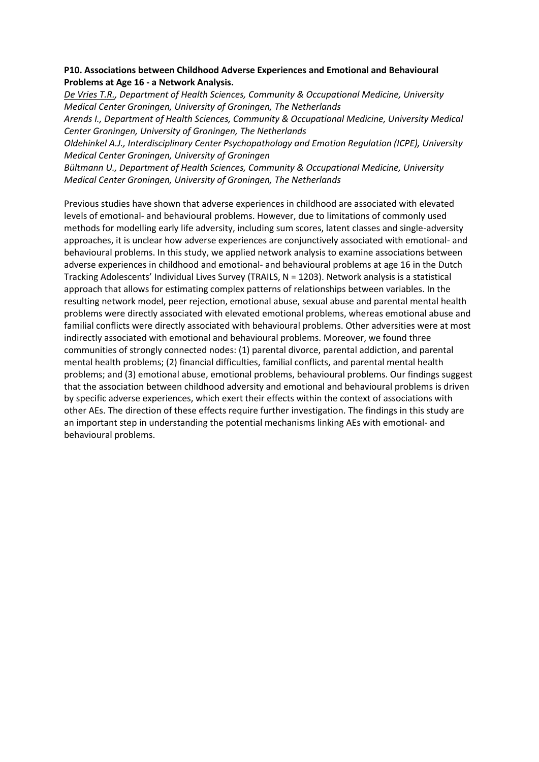**P10. Associations between Childhood Adverse Experiences and Emotional and Behavioural Problems at Age 16 - a Network Analysis.**

*De Vries T.R., Department of Health Sciences, Community & Occupational Medicine, University Medical Center Groningen, University of Groningen, The Netherlands*

*Arends I., Department of Health Sciences, Community & Occupational Medicine, University Medical Center Groningen, University of Groningen, The Netherlands*

*Oldehinkel A.J., Interdisciplinary Center Psychopathology and Emotion Regulation (ICPE), University Medical Center Groningen, University of Groningen*

*Bültmann U., Department of Health Sciences, Community & Occupational Medicine, University Medical Center Groningen, University of Groningen, The Netherlands*

Previous studies have shown that adverse experiences in childhood are associated with elevated levels of emotional- and behavioural problems. However, due to limitations of commonly used methods for modelling early life adversity, including sum scores, latent classes and single-adversity approaches, it is unclear how adverse experiences are conjunctively associated with emotional- and behavioural problems. In this study, we applied network analysis to examine associations between adverse experiences in childhood and emotional- and behavioural problems at age 16 in the Dutch Tracking Adolescents' Individual Lives Survey (TRAILS, N = 1203). Network analysis is a statistical approach that allows for estimating complex patterns of relationships between variables. In the resulting network model, peer rejection, emotional abuse, sexual abuse and parental mental health problems were directly associated with elevated emotional problems, whereas emotional abuse and familial conflicts were directly associated with behavioural problems. Other adversities were at most indirectly associated with emotional and behavioural problems. Moreover, we found three communities of strongly connected nodes: (1) parental divorce, parental addiction, and parental mental health problems; (2) financial difficulties, familial conflicts, and parental mental health problems; and (3) emotional abuse, emotional problems, behavioural problems. Our findings suggest that the association between childhood adversity and emotional and behavioural problems is driven by specific adverse experiences, which exert their effects within the context of associations with other AEs. The direction of these effects require further investigation. The findings in this study are an important step in understanding the potential mechanisms linking AEs with emotional- and behavioural problems.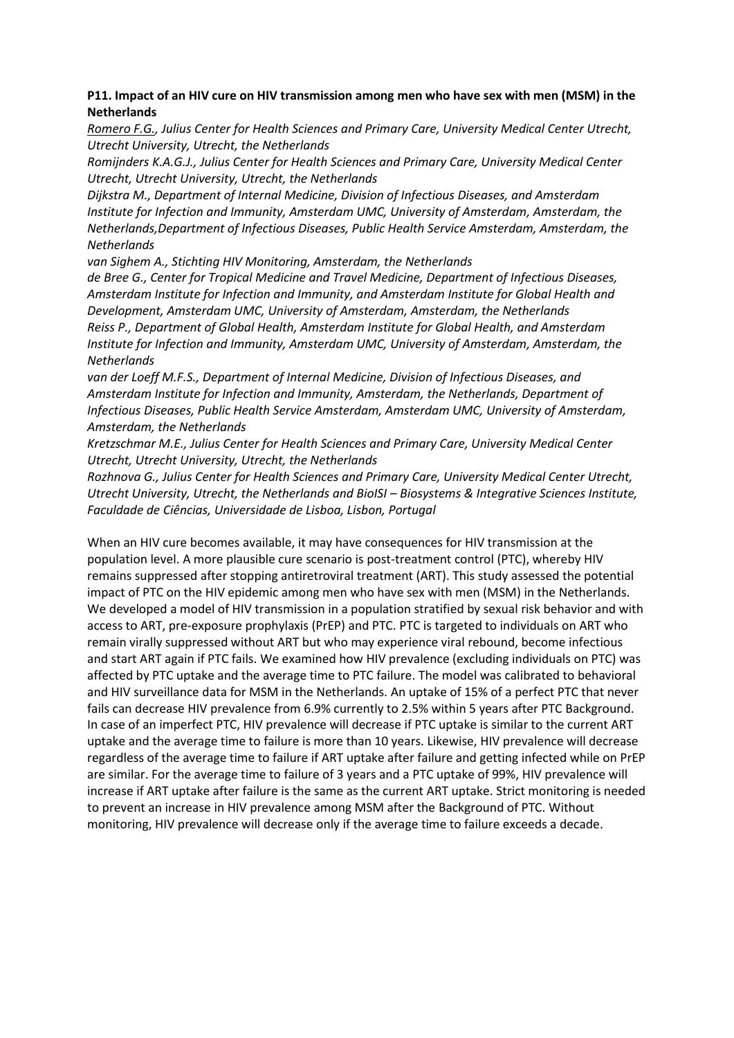**P11. Impact of an HIV cure on HIV transmission among men who have sex with men (MSM) in the Netherlands**

*Romero F.G., Julius Center for Health Sciences and Primary Care, University Medical Center Utrecht, Utrecht University, Utrecht, the Netherlands*

*Romijnders K.A.G.J., Julius Center for Health Sciences and Primary Care, University Medical Center Utrecht, Utrecht University, Utrecht, the Netherlands*

*Dijkstra M., Department of Internal Medicine, Division of Infectious Diseases, and Amsterdam Institute for Infection and Immunity, Amsterdam UMC, University of Amsterdam, Amsterdam, the Netherlands,Department of Infectious Diseases, Public Health Service Amsterdam, Amsterdam, the Netherlands*

*van Sighem A., Stichting HIV Monitoring, Amsterdam, the Netherlands*

*de Bree G., Center for Tropical Medicine and Travel Medicine, Department of Infectious Diseases, Amsterdam Institute for Infection and Immunity, and Amsterdam Institute for Global Health and Development, Amsterdam UMC, University of Amsterdam, Amsterdam, the Netherlands*

*Reiss P., Department of Global Health, Amsterdam Institute for Global Health, and Amsterdam Institute for Infection and Immunity, Amsterdam UMC, University of Amsterdam, Amsterdam, the Netherlands*

*van der Loeff M.F.S., Department of Internal Medicine, Division of Infectious Diseases, and Amsterdam Institute for Infection and Immunity, Amsterdam, the Netherlands, Department of Infectious Diseases, Public Health Service Amsterdam, Amsterdam UMC, University of Amsterdam, Amsterdam, the Netherlands*

*Kretzschmar M.E., Julius Center for Health Sciences and Primary Care, University Medical Center Utrecht, Utrecht University, Utrecht, the Netherlands*

*Rozhnova G., Julius Center for Health Sciences and Primary Care, University Medical Center Utrecht, Utrecht University, Utrecht, the Netherlands and BioISI – Biosystems & Integrative Sciences Institute, Faculdade de Ciências, Universidade de Lisboa, Lisbon, Portugal*

When an HIV cure becomes available, it may have consequences for HIV transmission at the population level. A more plausible cure scenario is post-treatment control (PTC), whereby HIV remains suppressed after stopping antiretroviral treatment (ART). This study assessed the potential impact of PTC on the HIV epidemic among men who have sex with men (MSM) in the Netherlands. We developed a model of HIV transmission in a population stratified by sexual risk behavior and with access to ART, pre-exposure prophylaxis (PrEP) and PTC. PTC is targeted to individuals on ART who remain virally suppressed without ART but who may experience viral rebound, become infectious and start ART again if PTC fails. We examined how HIV prevalence (excluding individuals on PTC) was affected by PTC uptake and the average time to PTC failure. The model was calibrated to behavioral and HIV surveillance data for MSM in the Netherlands. An uptake of 15% of a perfect PTC that never fails can decrease HIV prevalence from 6.9% currently to 2.5% within 5 years after PTC Background. In case of an imperfect PTC, HIV prevalence will decrease if PTC uptake is similar to the current ART uptake and the average time to failure is more than 10 years. Likewise, HIV prevalence will decrease regardless of the average time to failure if ART uptake after failure and getting infected while on PrEP are similar. For the average time to failure of 3 years and a PTC uptake of 99%, HIV prevalence will increase if ART uptake after failure is the same as the current ART uptake. Strict monitoring is needed to prevent an increase in HIV prevalence among MSM after the Background of PTC. Without monitoring, HIV prevalence will decrease only if the average time to failure exceeds a decade.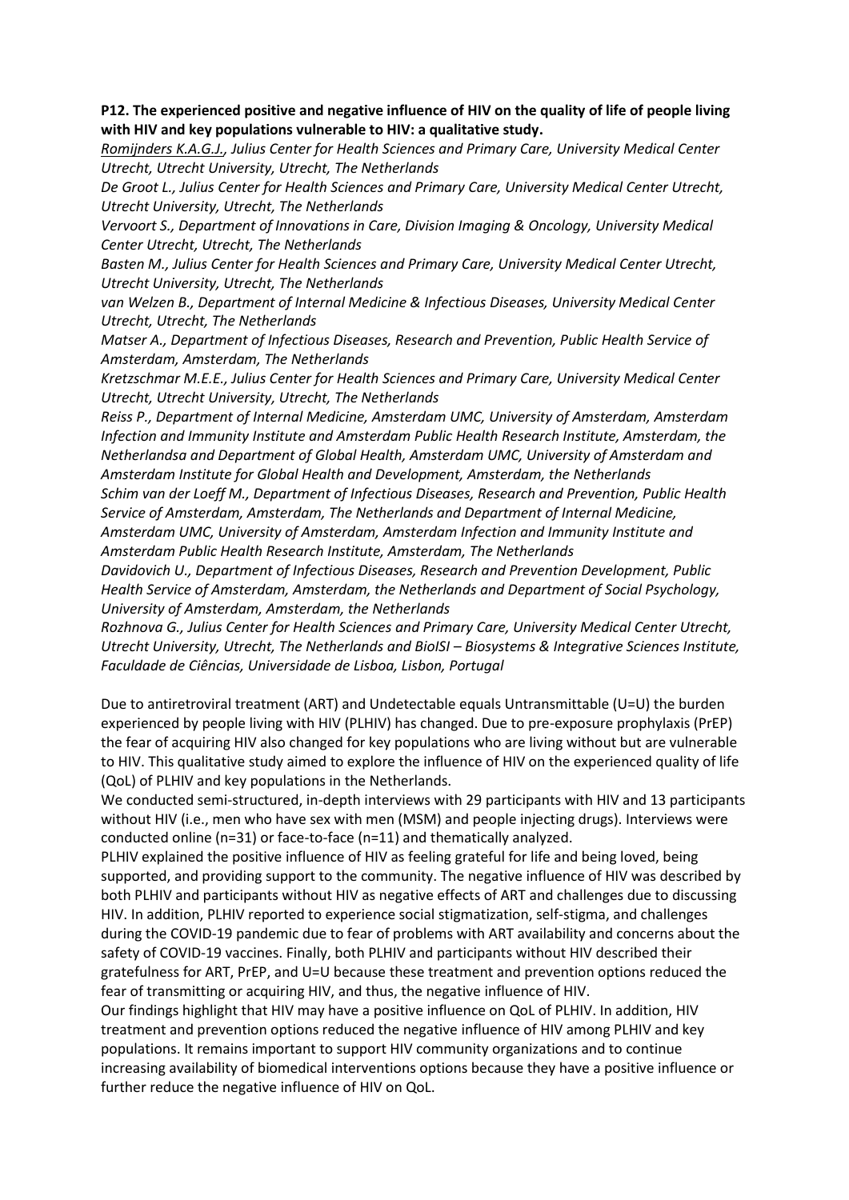**P12. The experienced positive and negative influence of HIV on the quality of life of people living with HIV and key populations vulnerable to HIV: a qualitative study.**

*Romijnders K.A.G.J., Julius Center for Health Sciences and Primary Care, University Medical Center Utrecht, Utrecht University, Utrecht, The Netherlands*

*De Groot L., Julius Center for Health Sciences and Primary Care, University Medical Center Utrecht, Utrecht University, Utrecht, The Netherlands*

*Vervoort S., Department of Innovations in Care, Division Imaging & Oncology, University Medical Center Utrecht, Utrecht, The Netherlands*

*Basten M., Julius Center for Health Sciences and Primary Care, University Medical Center Utrecht, Utrecht University, Utrecht, The Netherlands*

*van Welzen B., Department of Internal Medicine & Infectious Diseases, University Medical Center Utrecht, Utrecht, The Netherlands*

*Matser A., Department of Infectious Diseases, Research and Prevention, Public Health Service of Amsterdam, Amsterdam, The Netherlands*

*Kretzschmar M.E.E., Julius Center for Health Sciences and Primary Care, University Medical Center Utrecht, Utrecht University, Utrecht, The Netherlands*

*Reiss P., Department of Internal Medicine, Amsterdam UMC, University of Amsterdam, Amsterdam Infection and Immunity Institute and Amsterdam Public Health Research Institute, Amsterdam, the Netherlandsa and Department of Global Health, Amsterdam UMC, University of Amsterdam and Amsterdam Institute for Global Health and Development, Amsterdam, the Netherlands*

*Schim van der Loeff M., Department of Infectious Diseases, Research and Prevention, Public Health Service of Amsterdam, Amsterdam, The Netherlands and Department of Internal Medicine, Amsterdam UMC, University of Amsterdam, Amsterdam Infection and Immunity Institute and Amsterdam Public Health Research Institute, Amsterdam, The Netherlands*

*Davidovich U., Department of Infectious Diseases, Research and Prevention Development, Public Health Service of Amsterdam, Amsterdam, the Netherlands and Department of Social Psychology, University of Amsterdam, Amsterdam, the Netherlands*

*Rozhnova G., Julius Center for Health Sciences and Primary Care, University Medical Center Utrecht, Utrecht University, Utrecht, The Netherlands and BioISI – Biosystems & Integrative Sciences Institute, Faculdade de Ciências, Universidade de Lisboa, Lisbon, Portugal*

Due to antiretroviral treatment (ART) and Undetectable equals Untransmittable (U=U) the burden experienced by people living with HIV (PLHIV) has changed. Due to pre-exposure prophylaxis (PrEP) the fear of acquiring HIV also changed for key populations who are living without but are vulnerable to HIV. This qualitative study aimed to explore the influence of HIV on the experienced quality of life (QoL) of PLHIV and key populations in the Netherlands.

We conducted semi-structured, in-depth interviews with 29 participants with HIV and 13 participants without HIV (i.e., men who have sex with men (MSM) and people injecting drugs). Interviews were conducted online (n=31) or face-to-face (n=11) and thematically analyzed.

PLHIV explained the positive influence of HIV as feeling grateful for life and being loved, being supported, and providing support to the community. The negative influence of HIV was described by both PLHIV and participants without HIV as negative effects of ART and challenges due to discussing HIV. In addition, PLHIV reported to experience social stigmatization, self-stigma, and challenges during the COVID-19 pandemic due to fear of problems with ART availability and concerns about the safety of COVID-19 vaccines. Finally, both PLHIV and participants without HIV described their gratefulness for ART, PrEP, and U=U because these treatment and prevention options reduced the fear of transmitting or acquiring HIV, and thus, the negative influence of HIV.

Our findings highlight that HIV may have a positive influence on QoL of PLHIV. In addition, HIV treatment and prevention options reduced the negative influence of HIV among PLHIV and key populations. It remains important to support HIV community organizations and to continue increasing availability of biomedical interventions options because they have a positive influence or further reduce the negative influence of HIV on QoL.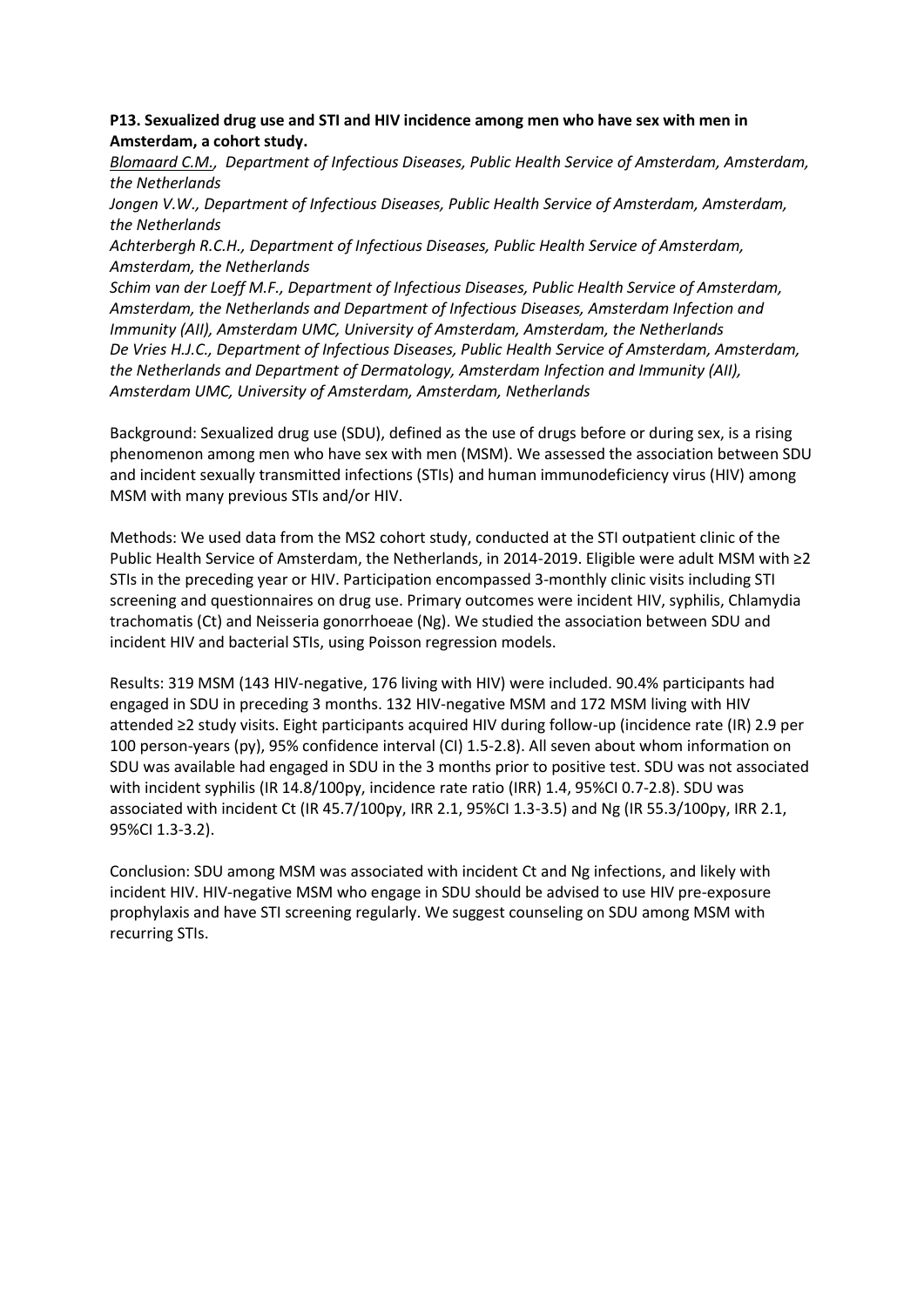**P13. Sexualized drug use and STI and HIV incidence among men who have sex with men in Amsterdam, a cohort study.**

*<u>Blomaard C.M.</u>, Department of Infectious Diseases, Public Health Service of Amsterdam, Amsterdam, the Netherlands*

*Jongen V.W., Department of Infectious Diseases, Public Health Service of Amsterdam, Amsterdam, the Netherlands*

*Achterbergh R.C.H., Department of Infectious Diseases, Public Health Service of Amsterdam, Amsterdam, the Netherlands*

*Schim van der Loeff M.F., Department of Infectious Diseases, Public Health Service of Amsterdam, Amsterdam, the Netherlands and Department of Infectious Diseases, Amsterdam Infection and Immunity (AII), Amsterdam UMC, University of Amsterdam, Amsterdam, the Netherlands*

*De Vries H.J.C., Department of Infectious Diseases, Public Health Service of Amsterdam, Amsterdam, the Netherlands and Department of Dermatology, Amsterdam Infection and Immunity (AII), Amsterdam UMC, University of Amsterdam, Amsterdam, Netherlands*

Background: Sexualized drug use (SDU), defined as the use of drugs before or during sex, is a rising phenomenon among men who have sex with men (MSM). We assessed the association between SDU and incident sexually transmitted infections (STIs) and human immunodeficiency virus (HIV) among MSM with many previous STIs and/or HIV.

Methods: We used data from the MS2 cohort study, conducted at the STI outpatient clinic of the Public Health Service of Amsterdam, the Netherlands, in 2014-2019. Eligible were adult MSM with ≥2 STIs in the preceding year or HIV. Participation encompassed 3-monthly clinic visits including STI screening and questionnaires on drug use. Primary outcomes were incident HIV, syphilis, Chlamydia trachomatis (Ct) and Neisseria gonorrhoeae (Ng). We studied the association between SDU and incident HIV and bacterial STIs, using Poisson regression models.

Results: 319 MSM (143 HIV-negative, 176 living with HIV) were included. 90.4% participants had engaged in SDU in preceding 3 months. 132 HIV-negative MSM and 172 MSM living with HIV attended ≥2 study visits. Eight participants acquired HIV during follow-up (incidence rate (IR) 2.9 per 100 person-years (py), 95% confidence interval (CI) 1.5-2.8). All seven about whom information on SDU was available had engaged in SDU in the 3 months prior to positive test. SDU was not associated with incident syphilis (IR 14.8/100py, incidence rate ratio (IRR) 1.4, 95%CI 0.7-2.8). SDU was associated with incident Ct (IR 45.7/100py, IRR 2.1, 95%CI 1.3-3.5) and Ng (IR 55.3/100py, IRR 2.1, 95%CI 1.3-3.2).

Conclusion: SDU among MSM was associated with incident Ct and Ng infections, and likely with incident HIV. HIV-negative MSM who engage in SDU should be advised to use HIV pre-exposure prophylaxis and have STI screening regularly. We suggest counseling on SDU among MSM with recurring STIs.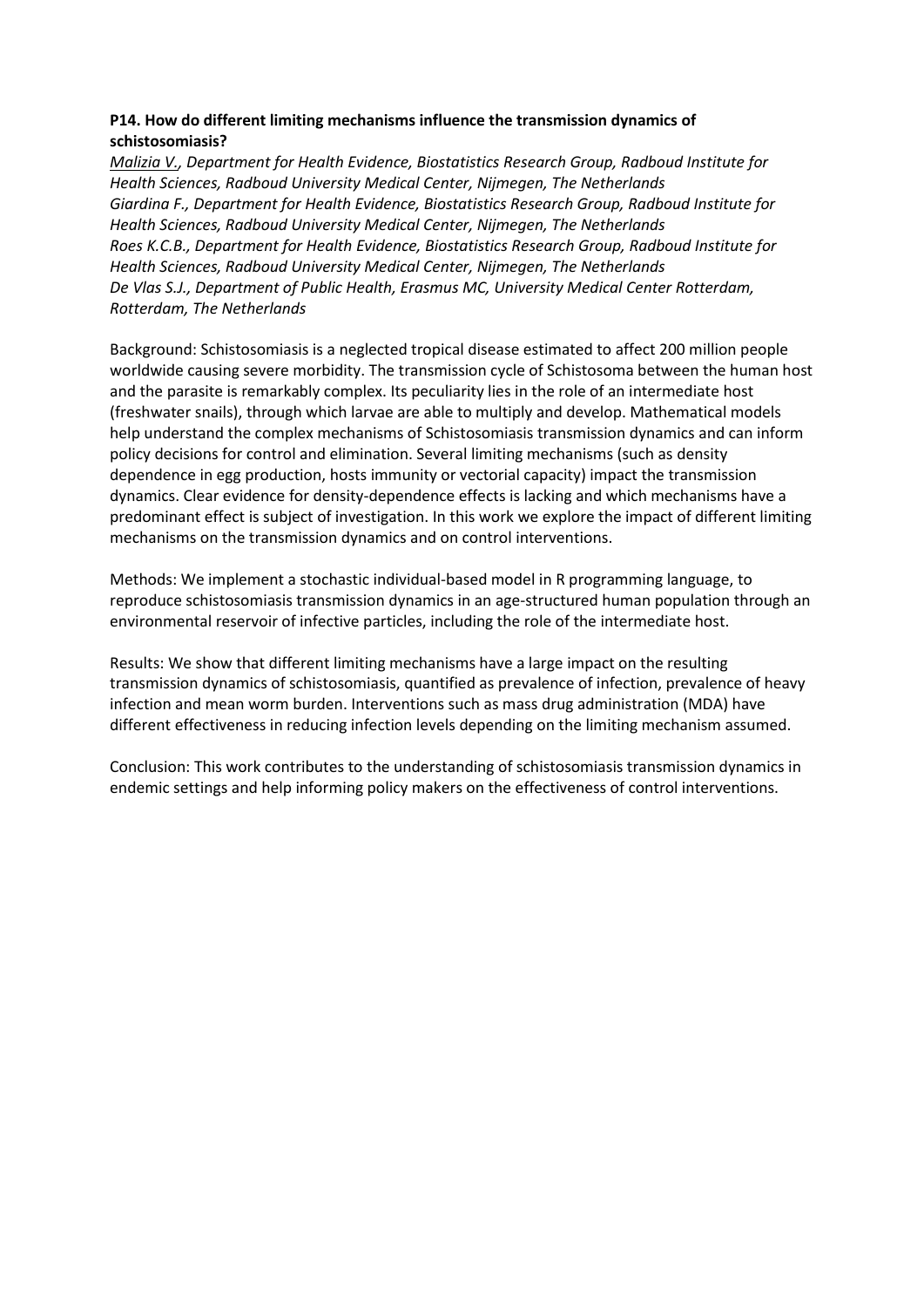**P14. How do different limiting mechanisms influence the transmission dynamics of schistosomiasis?**

*Malizia V., Department for Health Evidence, Biostatistics Research Group, Radboud Institute for Health Sciences, Radboud University Medical Center, Nijmegen, The Netherlands*
*Giardina F., Department for Health Evidence, Biostatistics Research Group, Radboud Institute for Health Sciences, Radboud University Medical Center, Nijmegen, The Netherlands*
*Roes K.C.B., Department for Health Evidence, Biostatistics Research Group, Radboud Institute for Health Sciences, Radboud University Medical Center, Nijmegen, The Netherlands*
*De Vlas S.J., Department of Public Health, Erasmus MC, University Medical Center Rotterdam, Rotterdam, The Netherlands*

Background: Schistosomiasis is a neglected tropical disease estimated to affect 200 million people worldwide causing severe morbidity. The transmission cycle of Schistosoma between the human host and the parasite is remarkably complex. Its peculiarity lies in the role of an intermediate host (freshwater snails), through which larvae are able to multiply and develop. Mathematical models help understand the complex mechanisms of Schistosomiasis transmission dynamics and can inform policy decisions for control and elimination. Several limiting mechanisms (such as density dependence in egg production, hosts immunity or vectorial capacity) impact the transmission dynamics. Clear evidence for density-dependence effects is lacking and which mechanisms have a predominant effect is subject of investigation. In this work we explore the impact of different limiting mechanisms on the transmission dynamics and on control interventions.

Methods: We implement a stochastic individual-based model in R programming language, to reproduce schistosomiasis transmission dynamics in an age-structured human population through an environmental reservoir of infective particles, including the role of the intermediate host.

Results: We show that different limiting mechanisms have a large impact on the resulting transmission dynamics of schistosomiasis, quantified as prevalence of infection, prevalence of heavy infection and mean worm burden. Interventions such as mass drug administration (MDA) have different effectiveness in reducing infection levels depending on the limiting mechanism assumed.

Conclusion: This work contributes to the understanding of schistosomiasis transmission dynamics in endemic settings and help informing policy makers on the effectiveness of control interventions.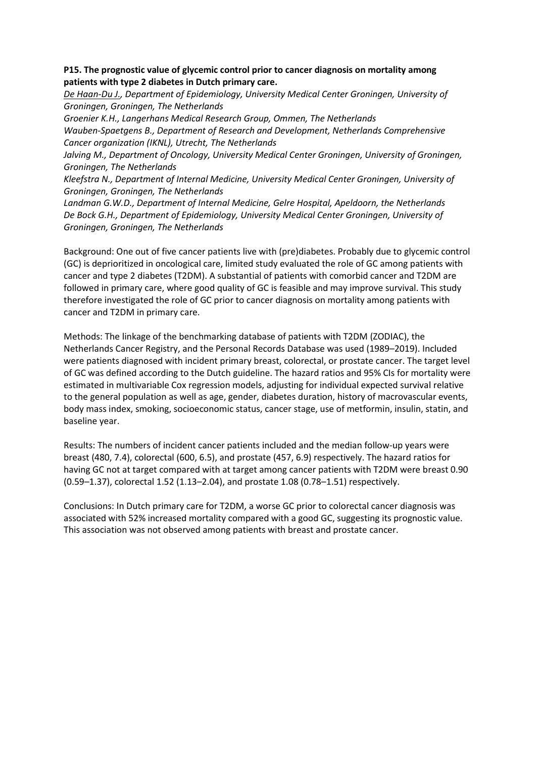**P15. The prognostic value of glycemic control prior to cancer diagnosis on mortality among patients with type 2 diabetes in Dutch primary care.**

*De Haan-Du J., Department of Epidemiology, University Medical Center Groningen, University of Groningen, Groningen, The Netherlands*
*Groenier K.H., Langerhans Medical Research Group, Ommen, The Netherlands*
*Wauben-Spaetgens B., Department of Research and Development, Netherlands Comprehensive Cancer organization (IKNL), Utrecht, The Netherlands*
*Jalving M., Department of Oncology, University Medical Center Groningen, University of Groningen, Groningen, The Netherlands*
*Kleefstra N., Department of Internal Medicine, University Medical Center Groningen, University of Groningen, Groningen, The Netherlands*
*Landman G.W.D., Department of Internal Medicine, Gelre Hospital, Apeldoorn, the Netherlands*
*De Bock G.H., Department of Epidemiology, University Medical Center Groningen, University of Groningen, Groningen, The Netherlands*

Background: One out of five cancer patients live with (pre)diabetes. Probably due to glycemic control (GC) is deprioritized in oncological care, limited study evaluated the role of GC among patients with cancer and type 2 diabetes (T2DM). A substantial of patients with comorbid cancer and T2DM are followed in primary care, where good quality of GC is feasible and may improve survival. This study therefore investigated the role of GC prior to cancer diagnosis on mortality among patients with cancer and T2DM in primary care.

Methods: The linkage of the benchmarking database of patients with T2DM (ZODIAC), the Netherlands Cancer Registry, and the Personal Records Database was used (1989–2019). Included were patients diagnosed with incident primary breast, colorectal, or prostate cancer. The target level of GC was defined according to the Dutch guideline. The hazard ratios and 95% CIs for mortality were estimated in multivariable Cox regression models, adjusting for individual expected survival relative to the general population as well as age, gender, diabetes duration, history of macrovascular events, body mass index, smoking, socioeconomic status, cancer stage, use of metformin, insulin, statin, and baseline year.

Results: The numbers of incident cancer patients included and the median follow-up years were breast (480, 7.4), colorectal (600, 6.5), and prostate (457, 6.9) respectively. The hazard ratios for having GC not at target compared with at target among cancer patients with T2DM were breast 0.90 (0.59–1.37), colorectal 1.52 (1.13–2.04), and prostate 1.08 (0.78–1.51) respectively.

Conclusions: In Dutch primary care for T2DM, a worse GC prior to colorectal cancer diagnosis was associated with 52% increased mortality compared with a good GC, suggesting its prognostic value. This association was not observed among patients with breast and prostate cancer.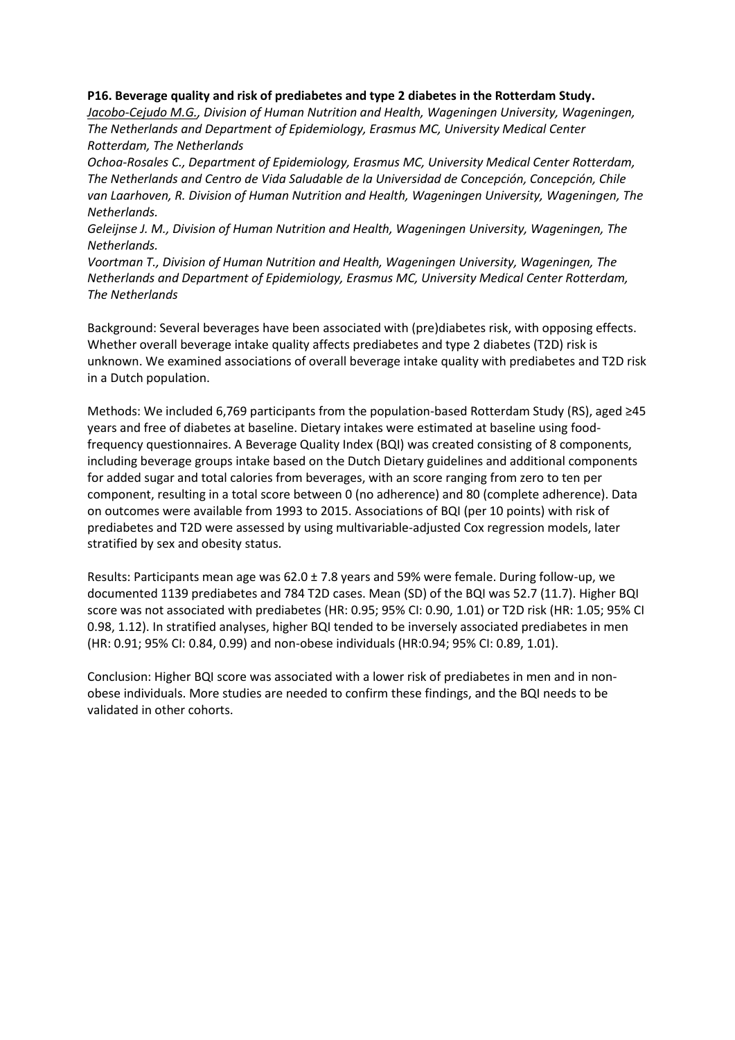**P16. Beverage quality and risk of prediabetes and type 2 diabetes in the Rotterdam Study.**

*Jacobo-Cejudo M.G., Division of Human Nutrition and Health, Wageningen University, Wageningen, The Netherlands and Department of Epidemiology, Erasmus MC, University Medical Center Rotterdam, The Netherlands*

*Ochoa-Rosales C., Department of Epidemiology, Erasmus MC, University Medical Center Rotterdam, The Netherlands and Centro de Vida Saludable de la Universidad de Concepción, Concepción, Chile*

*van Laarhoven, R. Division of Human Nutrition and Health, Wageningen University, Wageningen, The Netherlands.*

*Geleijnse J. M., Division of Human Nutrition and Health, Wageningen University, Wageningen, The Netherlands.*

*Voortman T., Division of Human Nutrition and Health, Wageningen University, Wageningen, The Netherlands and Department of Epidemiology, Erasmus MC, University Medical Center Rotterdam, The Netherlands*

Background: Several beverages have been associated with (pre)diabetes risk, with opposing effects. Whether overall beverage intake quality affects prediabetes and type 2 diabetes (T2D) risk is unknown. We examined associations of overall beverage intake quality with prediabetes and T2D risk in a Dutch population.

Methods: We included 6,769 participants from the population-based Rotterdam Study (RS), aged ≥45 years and free of diabetes at baseline. Dietary intakes were estimated at baseline using food-frequency questionnaires. A Beverage Quality Index (BQI) was created consisting of 8 components, including beverage groups intake based on the Dutch Dietary guidelines and additional components for added sugar and total calories from beverages, with an score ranging from zero to ten per component, resulting in a total score between 0 (no adherence) and 80 (complete adherence). Data on outcomes were available from 1993 to 2015. Associations of BQI (per 10 points) with risk of prediabetes and T2D were assessed by using multivariable-adjusted Cox regression models, later stratified by sex and obesity status.

Results: Participants mean age was 62.0 ± 7.8 years and 59% were female. During follow-up, we documented 1139 prediabetes and 784 T2D cases. Mean (SD) of the BQI was 52.7 (11.7). Higher BQI score was not associated with prediabetes (HR: 0.95; 95% CI: 0.90, 1.01) or T2D risk (HR: 1.05; 95% CI 0.98, 1.12). In stratified analyses, higher BQI tended to be inversely associated prediabetes in men (HR: 0.91; 95% CI: 0.84, 0.99) and non-obese individuals (HR:0.94; 95% CI: 0.89, 1.01).

Conclusion: Higher BQI score was associated with a lower risk of prediabetes in men and in non-obese individuals. More studies are needed to confirm these findings, and the BQI needs to be validated in other cohorts.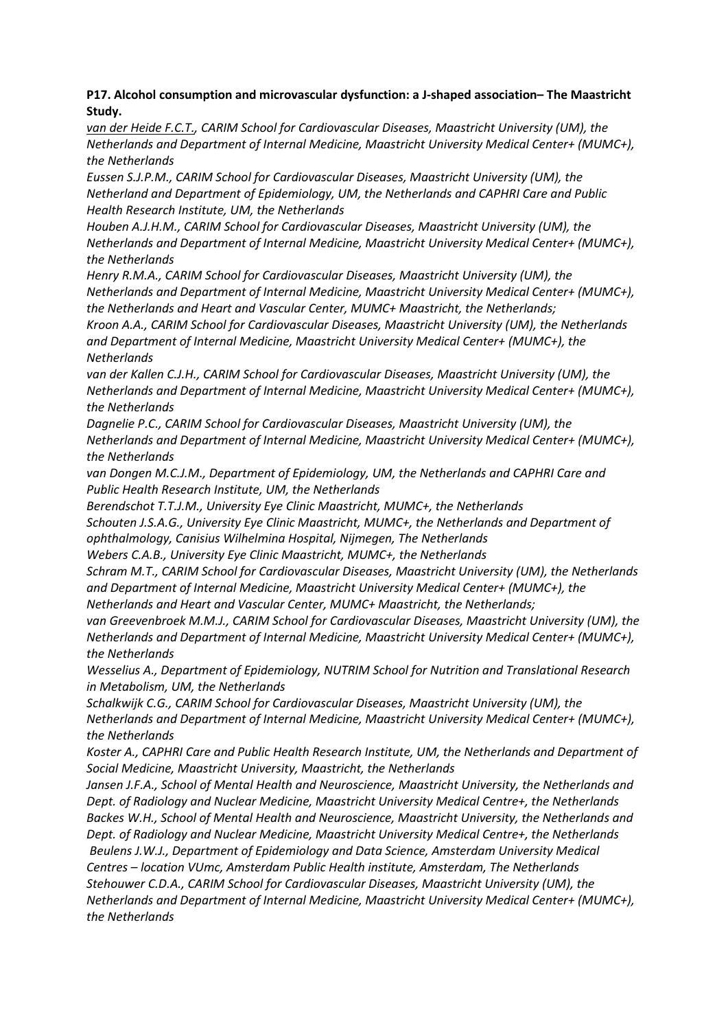**P17. Alcohol consumption and microvascular dysfunction: a J-shaped association– The Maastricht Study.**

*van der Heide F.C.T., CARIM School for Cardiovascular Diseases, Maastricht University (UM), the Netherlands and Department of Internal Medicine, Maastricht University Medical Center+ (MUMC+), the Netherlands*

*Eussen S.J.P.M., CARIM School for Cardiovascular Diseases, Maastricht University (UM), the Netherland and Department of Epidemiology, UM, the Netherlands and CAPHRI Care and Public Health Research Institute, UM, the Netherlands*

*Houben A.J.H.M., CARIM School for Cardiovascular Diseases, Maastricht University (UM), the Netherlands and Department of Internal Medicine, Maastricht University Medical Center+ (MUMC+), the Netherlands*

*Henry R.M.A., CARIM School for Cardiovascular Diseases, Maastricht University (UM), the Netherlands and Department of Internal Medicine, Maastricht University Medical Center+ (MUMC+), the Netherlands and Heart and Vascular Center, MUMC+ Maastricht, the Netherlands;*

*Kroon A.A., CARIM School for Cardiovascular Diseases, Maastricht University (UM), the Netherlands and Department of Internal Medicine, Maastricht University Medical Center+ (MUMC+), the Netherlands*

*van der Kallen C.J.H., CARIM School for Cardiovascular Diseases, Maastricht University (UM), the Netherlands and Department of Internal Medicine, Maastricht University Medical Center+ (MUMC+), the Netherlands*

*Dagnelie P.C., CARIM School for Cardiovascular Diseases, Maastricht University (UM), the Netherlands and Department of Internal Medicine, Maastricht University Medical Center+ (MUMC+), the Netherlands*

*van Dongen M.C.J.M., Department of Epidemiology, UM, the Netherlands and CAPHRI Care and Public Health Research Institute, UM, the Netherlands*

*Berendschot T.T.J.M., University Eye Clinic Maastricht, MUMC+, the Netherlands*

*Schouten J.S.A.G., University Eye Clinic Maastricht, MUMC+, the Netherlands and Department of ophthalmology, Canisius Wilhelmina Hospital, Nijmegen, The Netherlands*

*Webers C.A.B., University Eye Clinic Maastricht, MUMC+, the Netherlands*

*Schram M.T., CARIM School for Cardiovascular Diseases, Maastricht University (UM), the Netherlands and Department of Internal Medicine, Maastricht University Medical Center+ (MUMC+), the Netherlands and Heart and Vascular Center, MUMC+ Maastricht, the Netherlands;*

*van Greevenbroek M.M.J., CARIM School for Cardiovascular Diseases, Maastricht University (UM), the Netherlands and Department of Internal Medicine, Maastricht University Medical Center+ (MUMC+), the Netherlands*

*Wesselius A., Department of Epidemiology, NUTRIM School for Nutrition and Translational Research in Metabolism, UM, the Netherlands*

*Schalkwijk C.G., CARIM School for Cardiovascular Diseases, Maastricht University (UM), the Netherlands and Department of Internal Medicine, Maastricht University Medical Center+ (MUMC+), the Netherlands*

*Koster A., CAPHRI Care and Public Health Research Institute, UM, the Netherlands and Department of Social Medicine, Maastricht University, Maastricht, the Netherlands*

*Jansen J.F.A., School of Mental Health and Neuroscience, Maastricht University, the Netherlands and Dept. of Radiology and Nuclear Medicine, Maastricht University Medical Centre+, the Netherlands*

*Backes W.H., School of Mental Health and Neuroscience, Maastricht University, the Netherlands and Dept. of Radiology and Nuclear Medicine, Maastricht University Medical Centre+, the Netherlands*

*Beulens J.W.J., Department of Epidemiology and Data Science, Amsterdam University Medical Centres – location VUmc, Amsterdam Public Health institute, Amsterdam, The Netherlands*

*Stehouwer C.D.A., CARIM School for Cardiovascular Diseases, Maastricht University (UM), the Netherlands and Department of Internal Medicine, Maastricht University Medical Center+ (MUMC+), the Netherlands*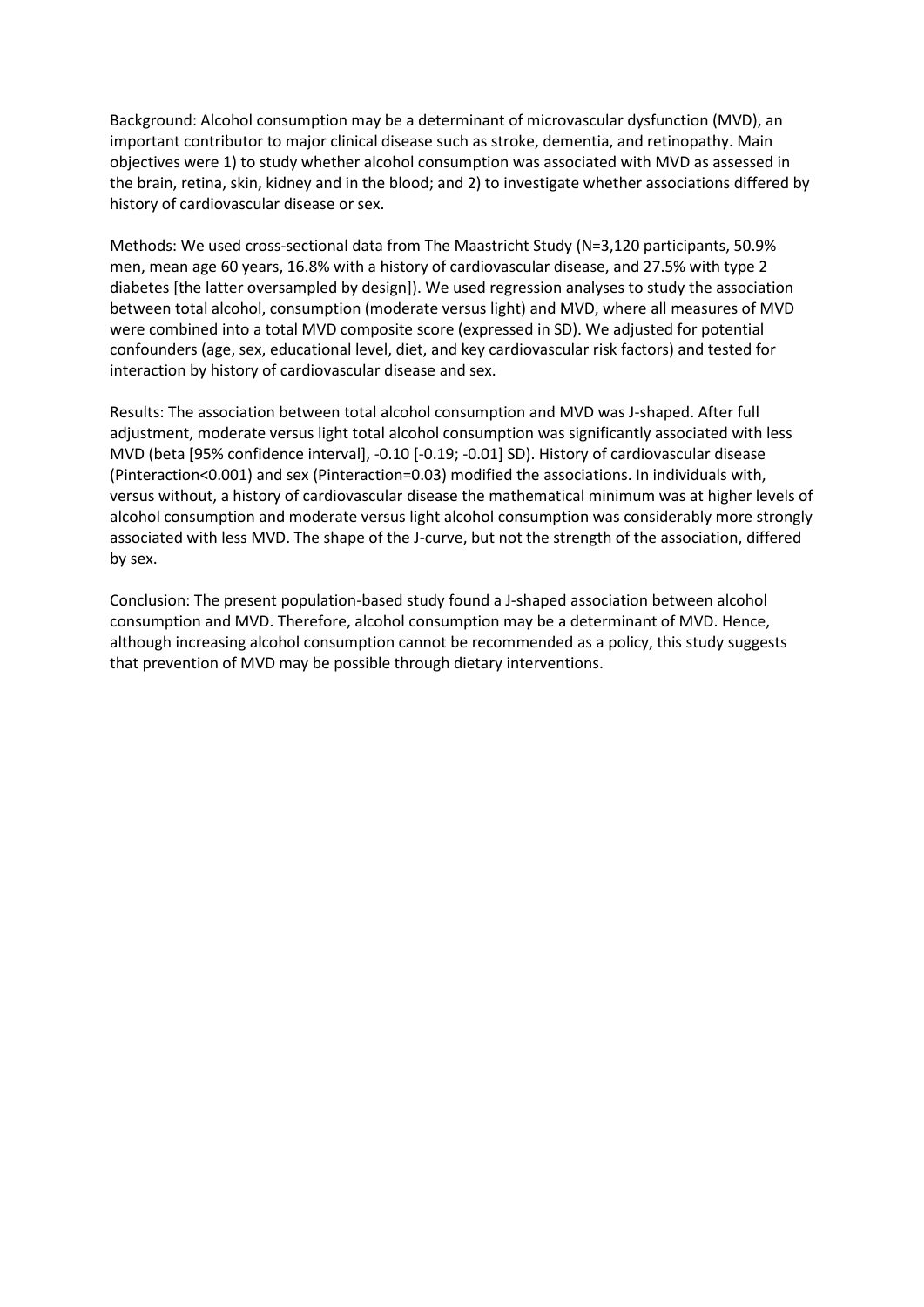Background: Alcohol consumption may be a determinant of microvascular dysfunction (MVD), an important contributor to major clinical disease such as stroke, dementia, and retinopathy. Main objectives were 1) to study whether alcohol consumption was associated with MVD as assessed in the brain, retina, skin, kidney and in the blood; and 2) to investigate whether associations differed by history of cardiovascular disease or sex.

Methods: We used cross-sectional data from The Maastricht Study (N=3,120 participants, 50.9% men, mean age 60 years, 16.8% with a history of cardiovascular disease, and 27.5% with type 2 diabetes [the latter oversampled by design]). We used regression analyses to study the association between total alcohol, consumption (moderate versus light) and MVD, where all measures of MVD were combined into a total MVD composite score (expressed in SD). We adjusted for potential confounders (age, sex, educational level, diet, and key cardiovascular risk factors) and tested for interaction by history of cardiovascular disease and sex.

Results: The association between total alcohol consumption and MVD was J-shaped. After full adjustment, moderate versus light total alcohol consumption was significantly associated with less MVD (beta [95% confidence interval], -0.10 [-0.19; -0.01] SD). History of cardiovascular disease ($P_{interaction}<0.001$) and sex ($P_{interaction}=0.03$) modified the associations. In individuals with, versus without, a history of cardiovascular disease the mathematical minimum was at higher levels of alcohol consumption and moderate versus light alcohol consumption was considerably more strongly associated with less MVD. The shape of the J-curve, but not the strength of the association, differed by sex.

Conclusion: The present population-based study found a J-shaped association between alcohol consumption and MVD. Therefore, alcohol consumption may be a determinant of MVD. Hence, although increasing alcohol consumption cannot be recommended as a policy, this study suggests that prevention of MVD may be possible through dietary interventions.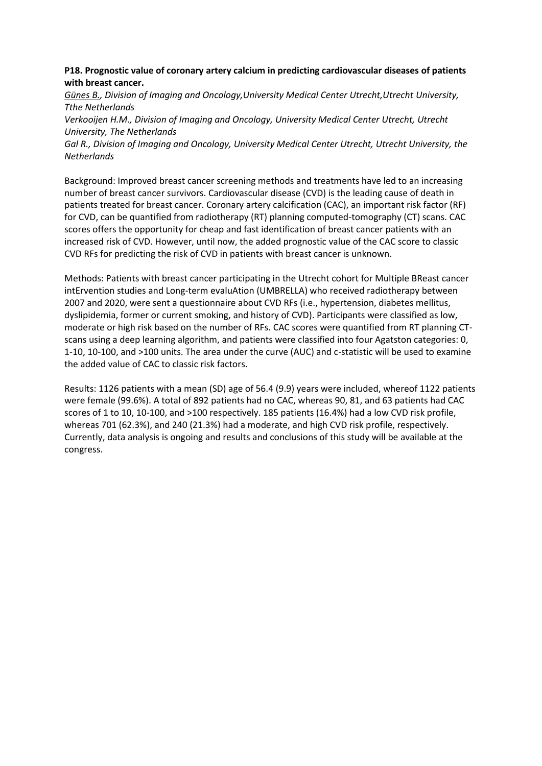**P18. Prognostic value of coronary artery calcium in predicting cardiovascular diseases of patients with breast cancer.**

*Günes B., Division of Imaging and Oncology,University Medical Center Utrecht,Utrecht University, Tthe Netherlands*

*Verkooijen H.M., Division of Imaging and Oncology, University Medical Center Utrecht, Utrecht University, The Netherlands*

*Gal R., Division of Imaging and Oncology, University Medical Center Utrecht, Utrecht University, the Netherlands*

Background: Improved breast cancer screening methods and treatments have led to an increasing number of breast cancer survivors. Cardiovascular disease (CVD) is the leading cause of death in patients treated for breast cancer. Coronary artery calcification (CAC), an important risk factor (RF) for CVD, can be quantified from radiotherapy (RT) planning computed-tomography (CT) scans. CAC scores offers the opportunity for cheap and fast identification of breast cancer patients with an increased risk of CVD. However, until now, the added prognostic value of the CAC score to classic CVD RFs for predicting the risk of CVD in patients with breast cancer is unknown.

Methods: Patients with breast cancer participating in the Utrecht cohort for Multiple BReast cancer intErvention studies and Long-term evaluAtion (UMBRELLA) who received radiotherapy between 2007 and 2020, were sent a questionnaire about CVD RFs (i.e., hypertension, diabetes mellitus, dyslipidemia, former or current smoking, and history of CVD). Participants were classified as low, moderate or high risk based on the number of RFs. CAC scores were quantified from RT planning CT-scans using a deep learning algorithm, and patients were classified into four Agatston categories: 0, 1-10, 10-100, and >100 units. The area under the curve (AUC) and c-statistic will be used to examine the added value of CAC to classic risk factors.

Results: 1126 patients with a mean (SD) age of 56.4 (9.9) years were included, whereof 1122 patients were female (99.6%). A total of 892 patients had no CAC, whereas 90, 81, and 63 patients had CAC scores of 1 to 10, 10-100, and >100 respectively. 185 patients (16.4%) had a low CVD risk profile, whereas 701 (62.3%), and 240 (21.3%) had a moderate, and high CVD risk profile, respectively. Currently, data analysis is ongoing and results and conclusions of this study will be available at the congress.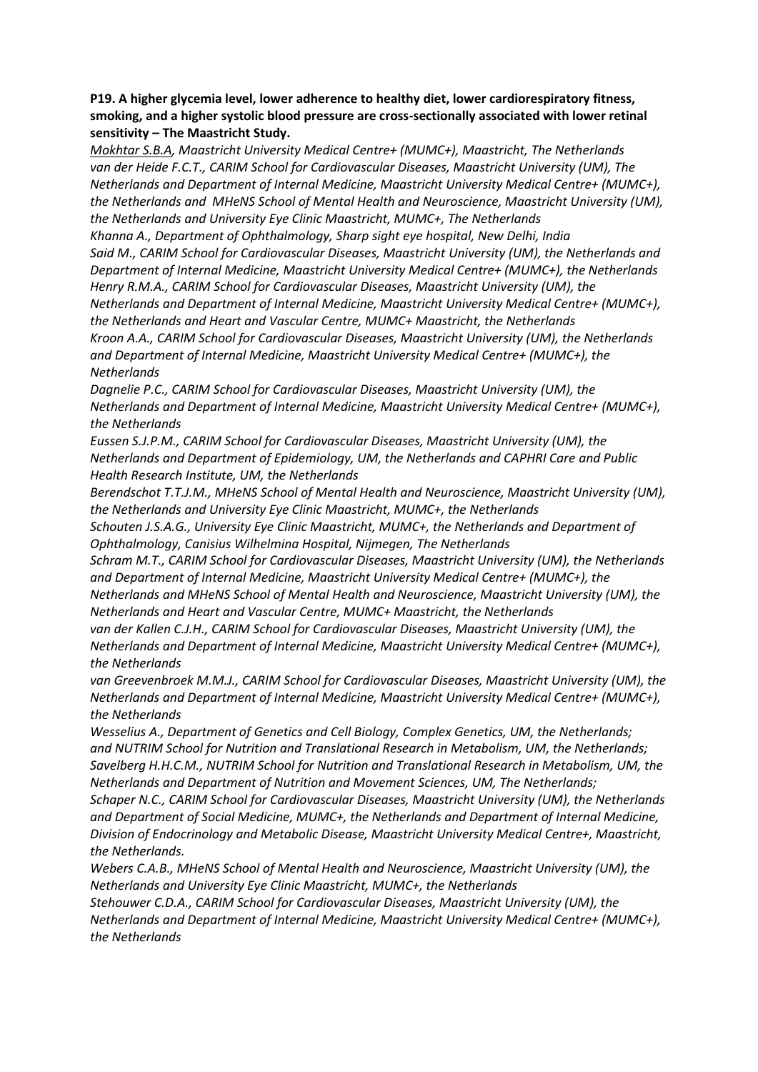**P19. A higher glycemia level, lower adherence to healthy diet, lower cardiorespiratory fitness, smoking, and a higher systolic blood pressure are cross-sectionally associated with lower retinal sensitivity – The Maastricht Study.**

*Mokhtar S.B.A, Maastricht University Medical Centre+ (MUMC+), Maastricht, The Netherlands*
*van der Heide F.C.T., CARIM School for Cardiovascular Diseases, Maastricht University (UM), The Netherlands and Department of Internal Medicine, Maastricht University Medical Centre+ (MUMC+), the Netherlands and MHeNS School of Mental Health and Neuroscience, Maastricht University (UM), the Netherlands and University Eye Clinic Maastricht, MUMC+, The Netherlands*
*Khanna A., Department of Ophthalmology, Sharp sight eye hospital, New Delhi, India*
*Said M., CARIM School for Cardiovascular Diseases, Maastricht University (UM), the Netherlands and Department of Internal Medicine, Maastricht University Medical Centre+ (MUMC+), the Netherlands*
*Henry R.M.A., CARIM School for Cardiovascular Diseases, Maastricht University (UM), the Netherlands and Department of Internal Medicine, Maastricht University Medical Centre+ (MUMC+), the Netherlands and Heart and Vascular Centre, MUMC+ Maastricht, the Netherlands*
*Kroon A.A., CARIM School for Cardiovascular Diseases, Maastricht University (UM), the Netherlands and Department of Internal Medicine, Maastricht University Medical Centre+ (MUMC+), the Netherlands*
*Dagnelie P.C., CARIM School for Cardiovascular Diseases, Maastricht University (UM), the Netherlands and Department of Internal Medicine, Maastricht University Medical Centre+ (MUMC+), the Netherlands*
*Eussen S.J.P.M., CARIM School for Cardiovascular Diseases, Maastricht University (UM), the Netherlands and Department of Epidemiology, UM, the Netherlands and CAPHRI Care and Public Health Research Institute, UM, the Netherlands*
*Berendschot T.T.J.M., MHeNS School of Mental Health and Neuroscience, Maastricht University (UM), the Netherlands and University Eye Clinic Maastricht, MUMC+, the Netherlands*
*Schouten J.S.A.G., University Eye Clinic Maastricht, MUMC+, the Netherlands and Department of Ophthalmology, Canisius Wilhelmina Hospital, Nijmegen, The Netherlands*
*Schram M.T., CARIM School for Cardiovascular Diseases, Maastricht University (UM), the Netherlands and Department of Internal Medicine, Maastricht University Medical Centre+ (MUMC+), the Netherlands and MHeNS School of Mental Health and Neuroscience, Maastricht University (UM), the Netherlands and Heart and Vascular Centre, MUMC+ Maastricht, the Netherlands*
*van der Kallen C.J.H., CARIM School for Cardiovascular Diseases, Maastricht University (UM), the Netherlands and Department of Internal Medicine, Maastricht University Medical Centre+ (MUMC+), the Netherlands*
*van Greevenbroek M.M.J., CARIM School for Cardiovascular Diseases, Maastricht University (UM), the Netherlands and Department of Internal Medicine, Maastricht University Medical Centre+ (MUMC+), the Netherlands*
*Wesselius A., Department of Genetics and Cell Biology, Complex Genetics, UM, the Netherlands; and NUTRIM School for Nutrition and Translational Research in Metabolism, UM, the Netherlands;*
*Savelberg H.H.C.M., NUTRIM School for Nutrition and Translational Research in Metabolism, UM, the Netherlands and Department of Nutrition and Movement Sciences, UM, The Netherlands;*
*Schaper N.C., CARIM School for Cardiovascular Diseases, Maastricht University (UM), the Netherlands and Department of Social Medicine, MUMC+, the Netherlands and Department of Internal Medicine, Division of Endocrinology and Metabolic Disease, Maastricht University Medical Centre+, Maastricht, the Netherlands.*
*Webers C.A.B., MHeNS School of Mental Health and Neuroscience, Maastricht University (UM), the Netherlands and University Eye Clinic Maastricht, MUMC+, the Netherlands*
*Stehouwer C.D.A., CARIM School for Cardiovascular Diseases, Maastricht University (UM), the Netherlands and Department of Internal Medicine, Maastricht University Medical Centre+ (MUMC+), the Netherlands*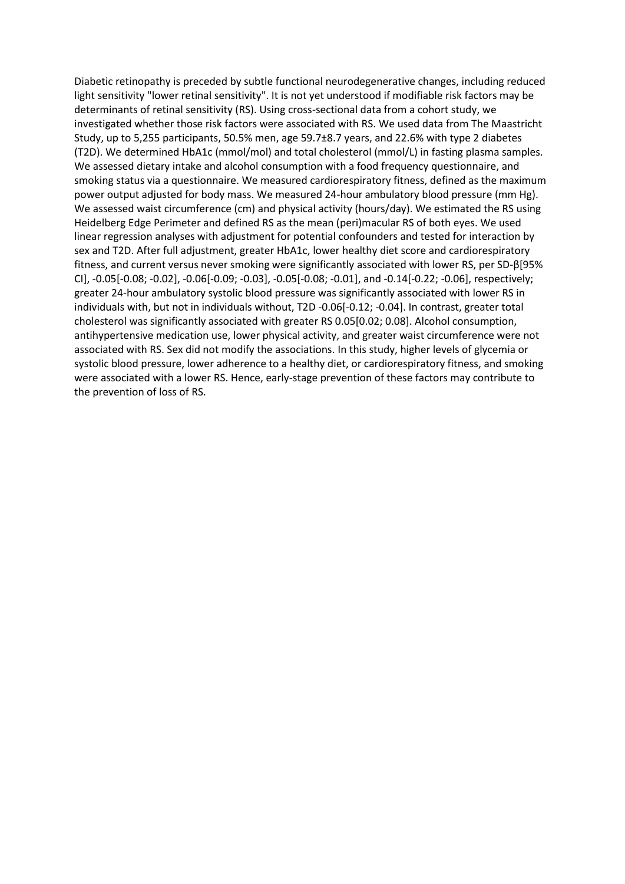Diabetic retinopathy is preceded by subtle functional neurodegenerative changes, including reduced light sensitivity "lower retinal sensitivity". It is not yet understood if modifiable risk factors may be determinants of retinal sensitivity (RS). Using cross-sectional data from a cohort study, we investigated whether those risk factors were associated with RS. We used data from The Maastricht Study, up to 5,255 participants, 50.5% men, age 59.7±8.7 years, and 22.6% with type 2 diabetes (T2D). We determined HbA1c (mmol/mol) and total cholesterol (mmol/L) in fasting plasma samples. We assessed dietary intake and alcohol consumption with a food frequency questionnaire, and smoking status via a questionnaire. We measured cardiorespiratory fitness, defined as the maximum power output adjusted for body mass. We measured 24-hour ambulatory blood pressure (mm Hg). We assessed waist circumference (cm) and physical activity (hours/day). We estimated the RS using Heidelberg Edge Perimeter and defined RS as the mean (peri)macular RS of both eyes. We used linear regression analyses with adjustment for potential confounders and tested for interaction by sex and T2D. After full adjustment, greater HbA1c, lower healthy diet score and cardiorespiratory fitness, and current versus never smoking were significantly associated with lower RS, per SD-β[95% CI], -0.05[-0.08; -0.02], -0.06[-0.09; -0.03], -0.05[-0.08; -0.01], and -0.14[-0.22; -0.06], respectively; greater 24-hour ambulatory systolic blood pressure was significantly associated with lower RS in individuals with, but not in individuals without, T2D -0.06[-0.12; -0.04]. In contrast, greater total cholesterol was significantly associated with greater RS 0.05[0.02; 0.08]. Alcohol consumption, antihypertensive medication use, lower physical activity, and greater waist circumference were not associated with RS. Sex did not modify the associations. In this study, higher levels of glycemia or systolic blood pressure, lower adherence to a healthy diet, or cardiorespiratory fitness, and smoking were associated with a lower RS. Hence, early-stage prevention of these factors may contribute to the prevention of loss of RS.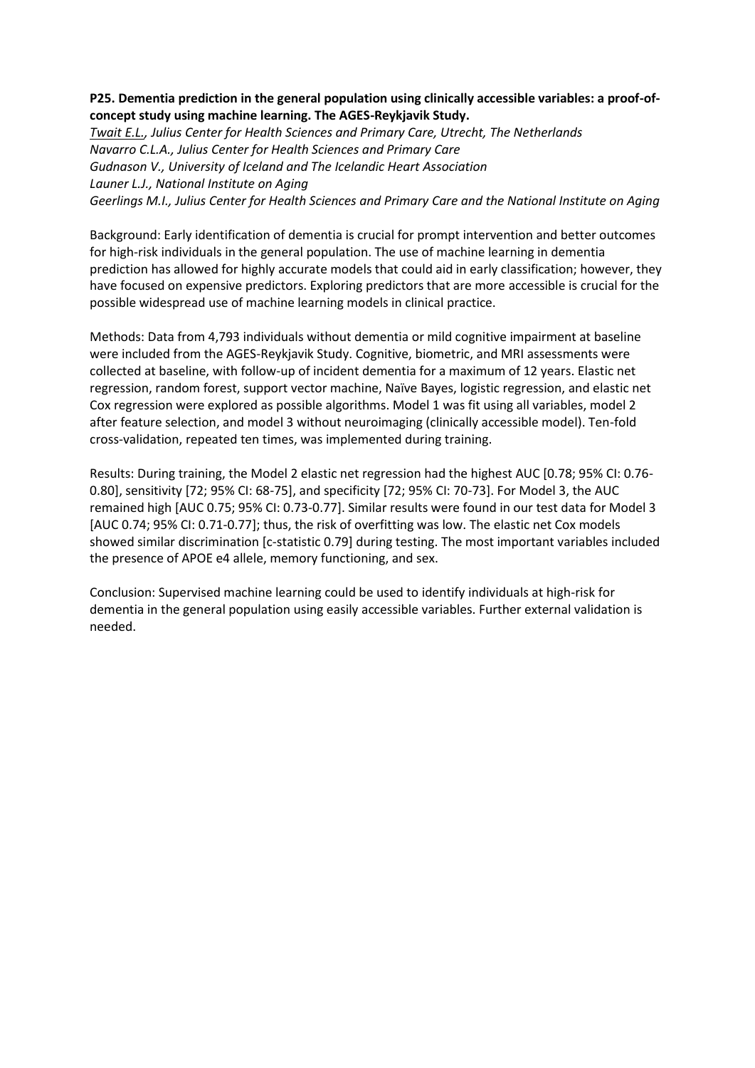**P25. Dementia prediction in the general population using clinically accessible variables: a proof-of-concept study using machine learning. The AGES-Reykjavik Study.**

*Twait E.L., Julius Center for Health Sciences and Primary Care, Utrecht, The Netherlands*
*Navarro C.L.A., Julius Center for Health Sciences and Primary Care*
*Gudnason V., University of Iceland and The Icelandic Heart Association*
*Launer L.J., National Institute on Aging*
*Geerlings M.I., Julius Center for Health Sciences and Primary Care and the National Institute on Aging*

Background: Early identification of dementia is crucial for prompt intervention and better outcomes for high-risk individuals in the general population. The use of machine learning in dementia prediction has allowed for highly accurate models that could aid in early classification; however, they have focused on expensive predictors. Exploring predictors that are more accessible is crucial for the possible widespread use of machine learning models in clinical practice.

Methods: Data from 4,793 individuals without dementia or mild cognitive impairment at baseline were included from the AGES-Reykjavik Study. Cognitive, biometric, and MRI assessments were collected at baseline, with follow-up of incident dementia for a maximum of 12 years. Elastic net regression, random forest, support vector machine, Naïve Bayes, logistic regression, and elastic net Cox regression were explored as possible algorithms. Model 1 was fit using all variables, model 2 after feature selection, and model 3 without neuroimaging (clinically accessible model). Ten-fold cross-validation, repeated ten times, was implemented during training.

Results: During training, the Model 2 elastic net regression had the highest AUC [0.78; 95% CI: 0.76-0.80], sensitivity [72; 95% CI: 68-75], and specificity [72; 95% CI: 70-73]. For Model 3, the AUC remained high [AUC 0.75; 95% CI: 0.73-0.77]. Similar results were found in our test data for Model 3 [AUC 0.74; 95% CI: 0.71-0.77]; thus, the risk of overfitting was low. The elastic net Cox models showed similar discrimination [c-statistic 0.79] during testing. The most important variables included the presence of APOE e4 allele, memory functioning, and sex.

Conclusion: Supervised machine learning could be used to identify individuals at high-risk for dementia in the general population using easily accessible variables. Further external validation is needed.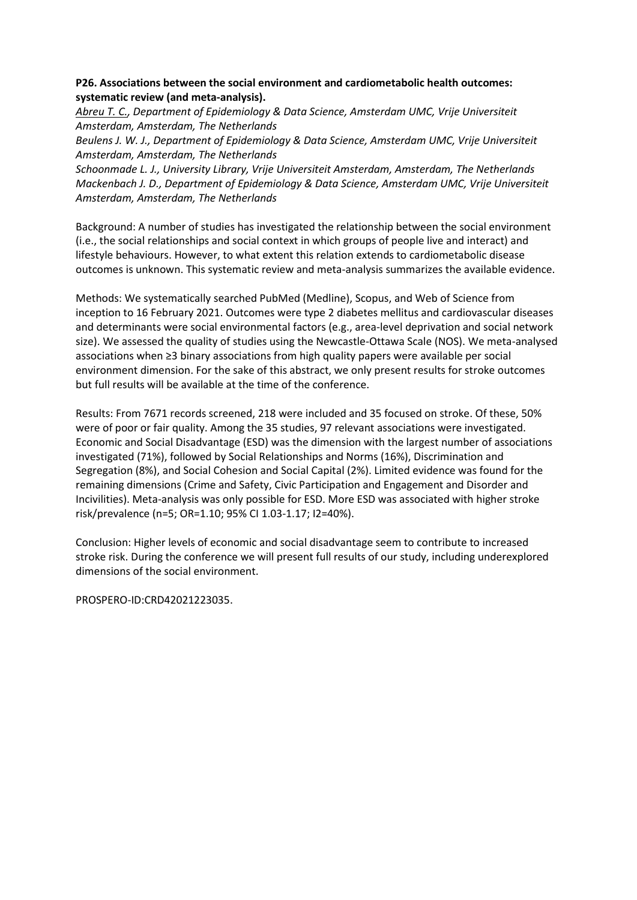**P26. Associations between the social environment and cardiometabolic health outcomes: systematic review (and meta-analysis).**

*Abreu T. C., Department of Epidemiology & Data Science, Amsterdam UMC, Vrije Universiteit Amsterdam, Amsterdam, The Netherlands*

*Beulens J. W. J., Department of Epidemiology & Data Science, Amsterdam UMC, Vrije Universiteit Amsterdam, Amsterdam, The Netherlands*

*Schoonmade L. J., University Library, Vrije Universiteit Amsterdam, Amsterdam, The Netherlands*

*Mackenbach J. D., Department of Epidemiology & Data Science, Amsterdam UMC, Vrije Universiteit Amsterdam, Amsterdam, The Netherlands*

Background: A number of studies has investigated the relationship between the social environment (i.e., the social relationships and social context in which groups of people live and interact) and lifestyle behaviours. However, to what extent this relation extends to cardiometabolic disease outcomes is unknown. This systematic review and meta-analysis summarizes the available evidence.

Methods: We systematically searched PubMed (Medline), Scopus, and Web of Science from inception to 16 February 2021. Outcomes were type 2 diabetes mellitus and cardiovascular diseases and determinants were social environmental factors (e.g., area-level deprivation and social network size). We assessed the quality of studies using the Newcastle-Ottawa Scale (NOS). We meta-analysed associations when ≥3 binary associations from high quality papers were available per social environment dimension. For the sake of this abstract, we only present results for stroke outcomes but full results will be available at the time of the conference.

Results: From 7671 records screened, 218 were included and 35 focused on stroke. Of these, 50% were of poor or fair quality. Among the 35 studies, 97 relevant associations were investigated. Economic and Social Disadvantage (ESD) was the dimension with the largest number of associations investigated (71%), followed by Social Relationships and Norms (16%), Discrimination and Segregation (8%), and Social Cohesion and Social Capital (2%). Limited evidence was found for the remaining dimensions (Crime and Safety, Civic Participation and Engagement and Disorder and Incivilities). Meta-analysis was only possible for ESD. More ESD was associated with higher stroke risk/prevalence (n=5; OR=1.10; 95% CI 1.03-1.17; $I^2$=40%).

Conclusion: Higher levels of economic and social disadvantage seem to contribute to increased stroke risk. During the conference we will present full results of our study, including underexplored dimensions of the social environment.

PROSPERO-ID:CRD42021223035.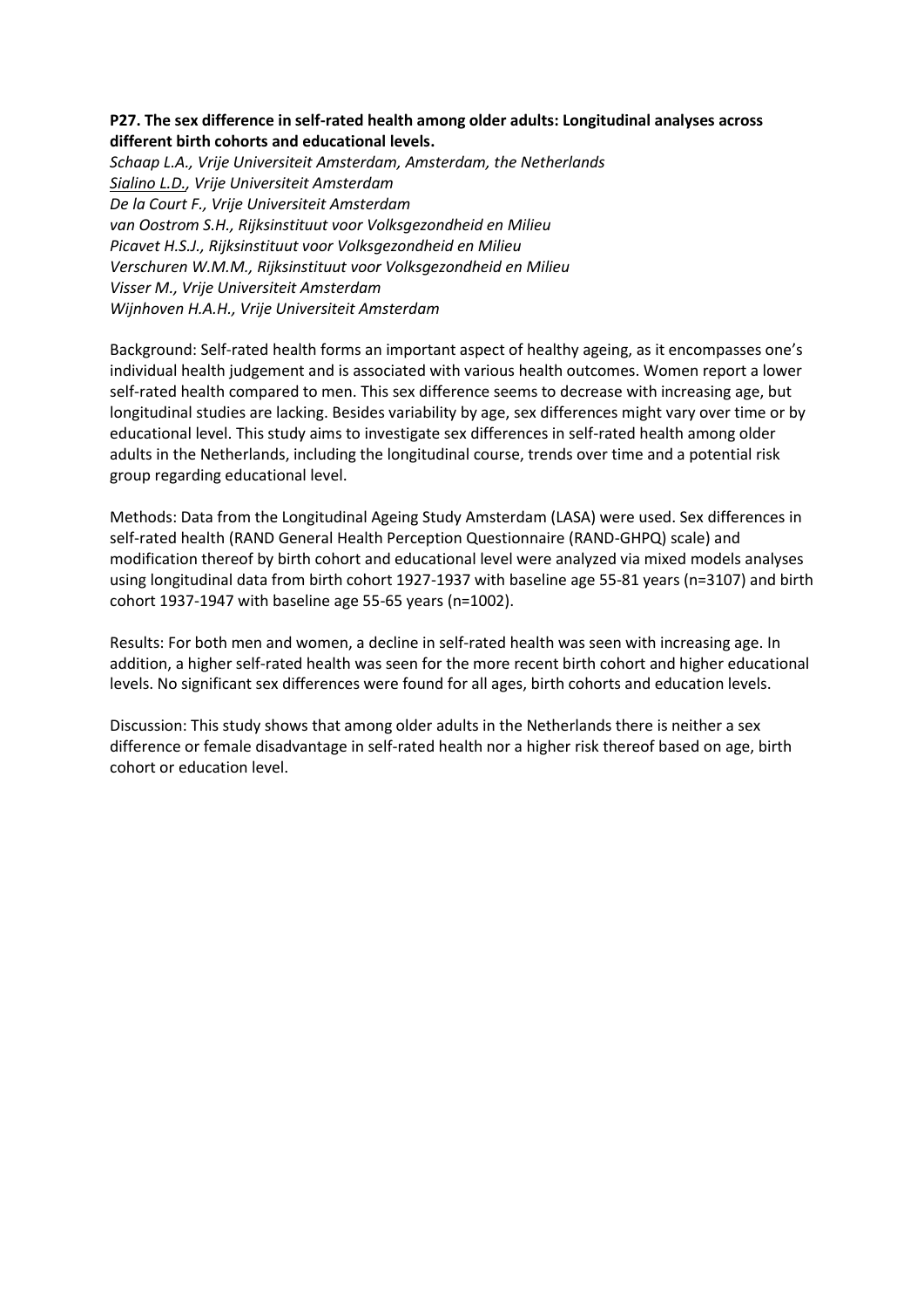**P27. The sex difference in self-rated health among older adults: Longitudinal analyses across different birth cohorts and educational levels.**

*Schaap L.A., Vrije Universiteit Amsterdam, Amsterdam, the Netherlands*
*Sialino L.D., Vrije Universiteit Amsterdam*
*De la Court F., Vrije Universiteit Amsterdam*
*van Oostrom S.H., Rijksinstituut voor Volksgezondheid en Milieu*
*Picavet H.S.J., Rijksinstituut voor Volksgezondheid en Milieu*
*Verschuren W.M.M., Rijksinstituut voor Volksgezondheid en Milieu*
*Visser M., Vrije Universiteit Amsterdam*
*Wijnhoven H.A.H., Vrije Universiteit Amsterdam*

Background: Self-rated health forms an important aspect of healthy ageing, as it encompasses one's individual health judgement and is associated with various health outcomes. Women report a lower self-rated health compared to men. This sex difference seems to decrease with increasing age, but longitudinal studies are lacking. Besides variability by age, sex differences might vary over time or by educational level. This study aims to investigate sex differences in self-rated health among older adults in the Netherlands, including the longitudinal course, trends over time and a potential risk group regarding educational level.

Methods: Data from the Longitudinal Ageing Study Amsterdam (LASA) were used. Sex differences in self-rated health (RAND General Health Perception Questionnaire (RAND-GHPQ) scale) and modification thereof by birth cohort and educational level were analyzed via mixed models analyses using longitudinal data from birth cohort 1927-1937 with baseline age 55-81 years (n=3107) and birth cohort 1937-1947 with baseline age 55-65 years (n=1002).

Results: For both men and women, a decline in self-rated health was seen with increasing age. In addition, a higher self-rated health was seen for the more recent birth cohort and higher educational levels. No significant sex differences were found for all ages, birth cohorts and education levels.

Discussion: This study shows that among older adults in the Netherlands there is neither a sex difference or female disadvantage in self-rated health nor a higher risk thereof based on age, birth cohort or education level.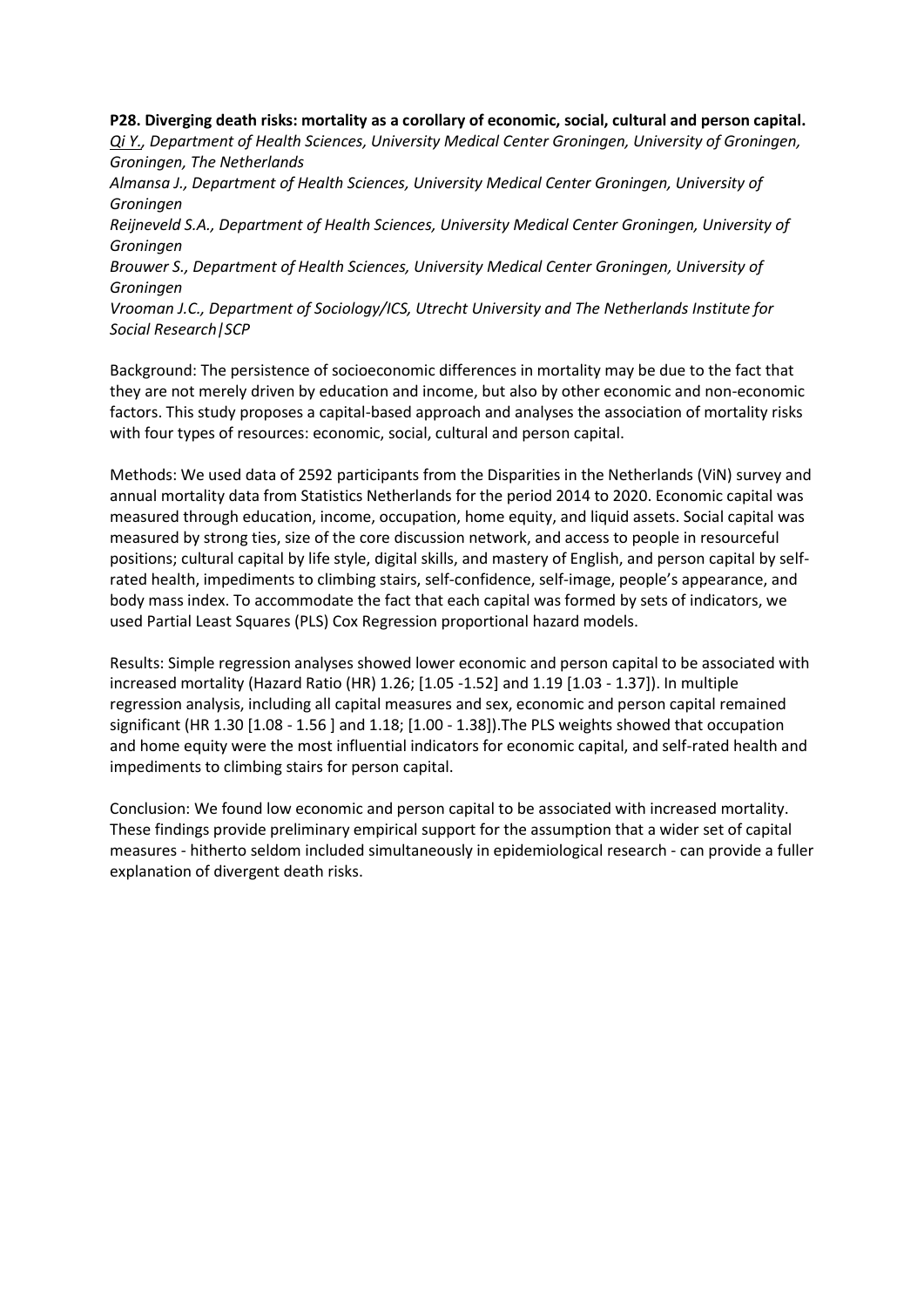**P28. Diverging death risks: mortality as a corollary of economic, social, cultural and person capital.**

*Qi Y., Department of Health Sciences, University Medical Center Groningen, University of Groningen, Groningen, The Netherlands*

*Almansa J., Department of Health Sciences, University Medical Center Groningen, University of Groningen*

*Reijneveld S.A., Department of Health Sciences, University Medical Center Groningen, University of Groningen*

*Brouwer S., Department of Health Sciences, University Medical Center Groningen, University of Groningen*

*Vrooman J.C., Department of Sociology/ICS, Utrecht University and The Netherlands Institute for Social Research|SCP*

Background: The persistence of socioeconomic differences in mortality may be due to the fact that they are not merely driven by education and income, but also by other economic and non-economic factors. This study proposes a capital-based approach and analyses the association of mortality risks with four types of resources: economic, social, cultural and person capital.

Methods: We used data of 2592 participants from the Disparities in the Netherlands (ViN) survey and annual mortality data from Statistics Netherlands for the period 2014 to 2020. Economic capital was measured through education, income, occupation, home equity, and liquid assets. Social capital was measured by strong ties, size of the core discussion network, and access to people in resourceful positions; cultural capital by life style, digital skills, and mastery of English, and person capital by self-rated health, impediments to climbing stairs, self-confidence, self-image, people's appearance, and body mass index. To accommodate the fact that each capital was formed by sets of indicators, we used Partial Least Squares (PLS) Cox Regression proportional hazard models.

Results: Simple regression analyses showed lower economic and person capital to be associated with increased mortality (Hazard Ratio (HR) 1.26; [1.05 -1.52] and 1.19 [1.03 - 1.37]). In multiple regression analysis, including all capital measures and sex, economic and person capital remained significant (HR 1.30 [1.08 - 1.56 ] and 1.18; [1.00 - 1.38]).The PLS weights showed that occupation and home equity were the most influential indicators for economic capital, and self-rated health and impediments to climbing stairs for person capital.

Conclusion: We found low economic and person capital to be associated with increased mortality. These findings provide preliminary empirical support for the assumption that a wider set of capital measures - hitherto seldom included simultaneously in epidemiological research - can provide a fuller explanation of divergent death risks.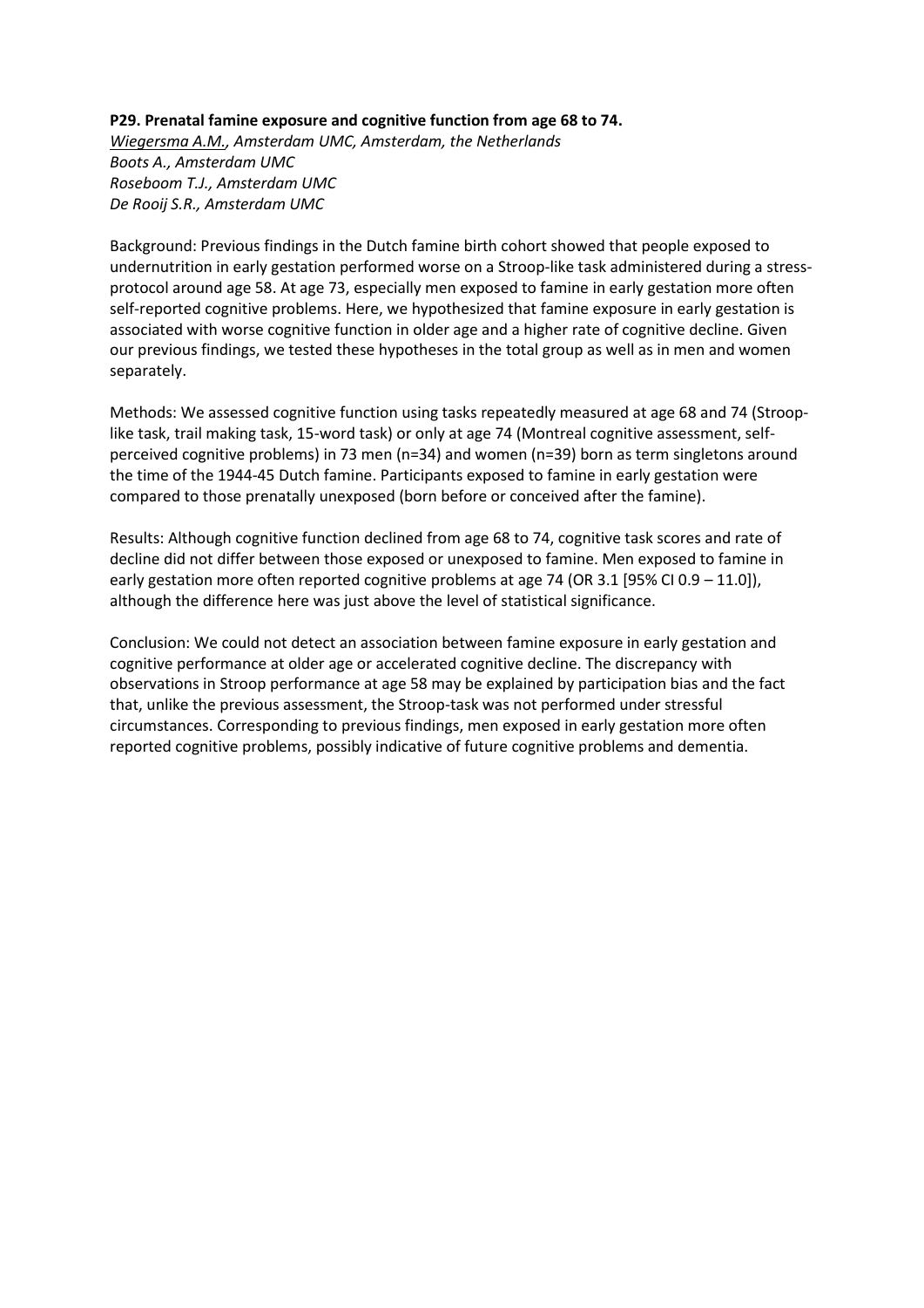**P29. Prenatal famine exposure and cognitive function from age 68 to 74.**

*Wiegersma A.M., Amsterdam UMC, Amsterdam, the Netherlands*
*Boots A., Amsterdam UMC*
*Roseboom T.J., Amsterdam UMC*
*De Rooij S.R., Amsterdam UMC*

Background: Previous findings in the Dutch famine birth cohort showed that people exposed to undernutrition in early gestation performed worse on a Stroop-like task administered during a stress-protocol around age 58. At age 73, especially men exposed to famine in early gestation more often self-reported cognitive problems. Here, we hypothesized that famine exposure in early gestation is associated with worse cognitive function in older age and a higher rate of cognitive decline. Given our previous findings, we tested these hypotheses in the total group as well as in men and women separately.

Methods: We assessed cognitive function using tasks repeatedly measured at age 68 and 74 (Stroop-like task, trail making task, 15-word task) or only at age 74 (Montreal cognitive assessment, self-perceived cognitive problems) in 73 men (n=34) and women (n=39) born as term singletons around the time of the 1944-45 Dutch famine. Participants exposed to famine in early gestation were compared to those prenatally unexposed (born before or conceived after the famine).

Results: Although cognitive function declined from age 68 to 74, cognitive task scores and rate of decline did not differ between those exposed or unexposed to famine. Men exposed to famine in early gestation more often reported cognitive problems at age 74 (OR 3.1 [95% CI 0.9 – 11.0]), although the difference here was just above the level of statistical significance.

Conclusion: We could not detect an association between famine exposure in early gestation and cognitive performance at older age or accelerated cognitive decline. The discrepancy with observations in Stroop performance at age 58 may be explained by participation bias and the fact that, unlike the previous assessment, the Stroop-task was not performed under stressful circumstances. Corresponding to previous findings, men exposed in early gestation more often reported cognitive problems, possibly indicative of future cognitive problems and dementia.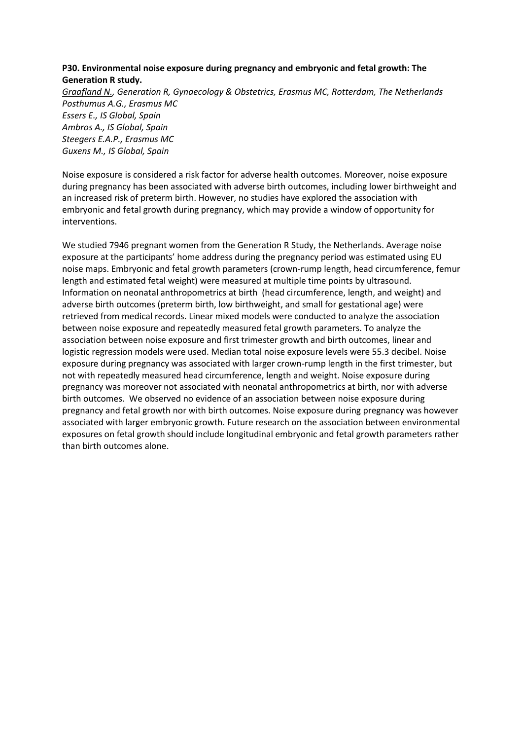**P30. Environmental noise exposure during pregnancy and embryonic and fetal growth: The Generation R study.**

*<u>Graafland N.</u>, Generation R, Gynaecology & Obstetrics, Erasmus MC, Rotterdam, The Netherlands*
*Posthumus A.G., Erasmus MC*
*Essers E., IS Global, Spain*
*Ambros A., IS Global, Spain*
*Steegers E.A.P., Erasmus MC*
*Guxens M., IS Global, Spain*

Noise exposure is considered a risk factor for adverse health outcomes. Moreover, noise exposure during pregnancy has been associated with adverse birth outcomes, including lower birthweight and an increased risk of preterm birth. However, no studies have explored the association with embryonic and fetal growth during pregnancy, which may provide a window of opportunity for interventions.

We studied 7946 pregnant women from the Generation R Study, the Netherlands. Average noise exposure at the participants' home address during the pregnancy period was estimated using EU noise maps. Embryonic and fetal growth parameters (crown-rump length, head circumference, femur length and estimated fetal weight) were measured at multiple time points by ultrasound. Information on neonatal anthropometrics at birth (head circumference, length, and weight) and adverse birth outcomes (preterm birth, low birthweight, and small for gestational age) were retrieved from medical records. Linear mixed models were conducted to analyze the association between noise exposure and repeatedly measured fetal growth parameters. To analyze the association between noise exposure and first trimester growth and birth outcomes, linear and logistic regression models were used. Median total noise exposure levels were 55.3 decibel. Noise exposure during pregnancy was associated with larger crown-rump length in the first trimester, but not with repeatedly measured head circumference, length and weight. Noise exposure during pregnancy was moreover not associated with neonatal anthropometrics at birth, nor with adverse birth outcomes. We observed no evidence of an association between noise exposure during pregnancy and fetal growth nor with birth outcomes. Noise exposure during pregnancy was however associated with larger embryonic growth. Future research on the association between environmental exposures on fetal growth should include longitudinal embryonic and fetal growth parameters rather than birth outcomes alone.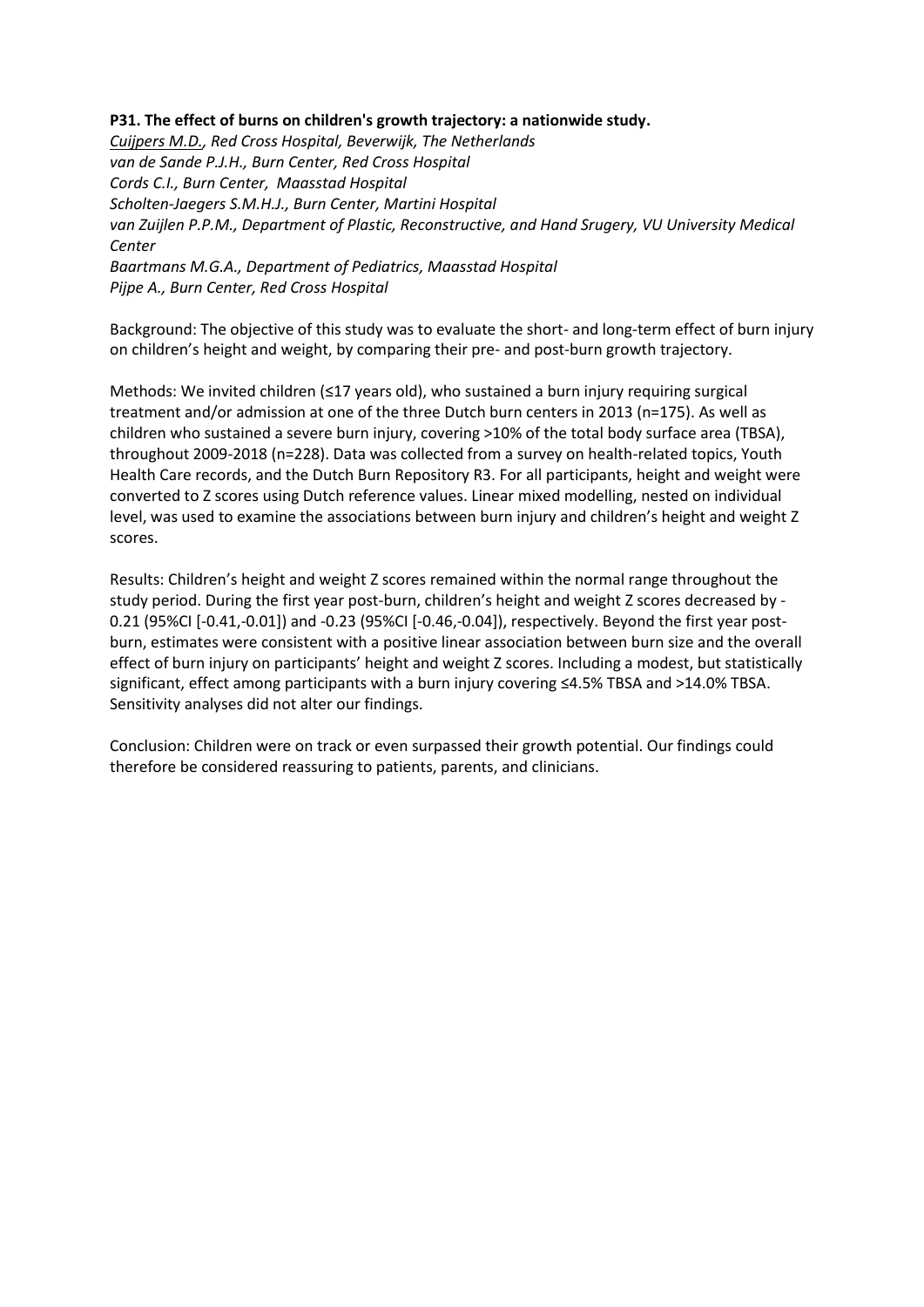**P31. The effect of burns on children's growth trajectory: a nationwide study.**

*Cuijpers M.D., Red Cross Hospital, Beverwijk, The Netherlands*
*van de Sande P.J.H., Burn Center, Red Cross Hospital*
*Cords C.I., Burn Center, Maasstad Hospital*
*Scholten-Jaegers S.M.H.J., Burn Center, Martini Hospital*
*van Zuijlen P.P.M., Department of Plastic, Reconstructive, and Hand Srugery, VU University Medical Center*
*Baartmans M.G.A., Department of Pediatrics, Maasstad Hospital*
*Pijpe A., Burn Center, Red Cross Hospital*

Background: The objective of this study was to evaluate the short- and long-term effect of burn injury on children's height and weight, by comparing their pre- and post-burn growth trajectory.

Methods: We invited children (≤17 years old), who sustained a burn injury requiring surgical treatment and/or admission at one of the three Dutch burn centers in 2013 (n=175). As well as children who sustained a severe burn injury, covering >10% of the total body surface area (TBSA), throughout 2009-2018 (n=228). Data was collected from a survey on health-related topics, Youth Health Care records, and the Dutch Burn Repository R3. For all participants, height and weight were converted to Z scores using Dutch reference values. Linear mixed modelling, nested on individual level, was used to examine the associations between burn injury and children's height and weight Z scores.

Results: Children's height and weight Z scores remained within the normal range throughout the study period. During the first year post-burn, children's height and weight Z scores decreased by -0.21 (95%CI [-0.41,-0.01]) and -0.23 (95%CI [-0.46,-0.04]), respectively. Beyond the first year post-burn, estimates were consistent with a positive linear association between burn size and the overall effect of burn injury on participants' height and weight Z scores. Including a modest, but statistically significant, effect among participants with a burn injury covering ≤4.5% TBSA and >14.0% TBSA. Sensitivity analyses did not alter our findings.

Conclusion: Children were on track or even surpassed their growth potential. Our findings could therefore be considered reassuring to patients, parents, and clinicians.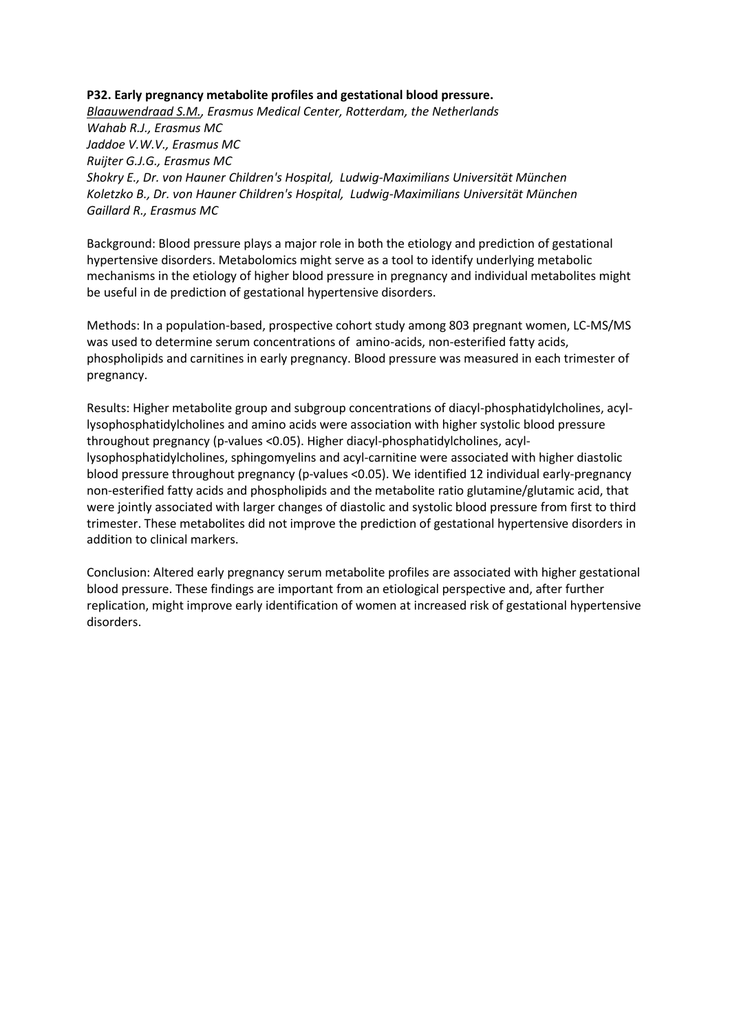**P32. Early pregnancy metabolite profiles and gestational blood pressure.**

*Blaauwendraad S.M., Erasmus Medical Center, Rotterdam, the Netherlands*
*Wahab R.J., Erasmus MC*
*Jaddoe V.W.V., Erasmus MC*
*Ruijter G.J.G., Erasmus MC*
*Shokry E., Dr. von Hauner Children's Hospital, Ludwig-Maximilians Universität München*
*Koletzko B., Dr. von Hauner Children's Hospital, Ludwig-Maximilians Universität München*
*Gaillard R., Erasmus MC*

Background: Blood pressure plays a major role in both the etiology and prediction of gestational hypertensive disorders. Metabolomics might serve as a tool to identify underlying metabolic mechanisms in the etiology of higher blood pressure in pregnancy and individual metabolites might be useful in de prediction of gestational hypertensive disorders.

Methods: In a population-based, prospective cohort study among 803 pregnant women, LC-MS/MS was used to determine serum concentrations of amino-acids, non-esterified fatty acids, phospholipids and carnitines in early pregnancy. Blood pressure was measured in each trimester of pregnancy.

Results: Higher metabolite group and subgroup concentrations of diacyl-phosphatidylcholines, acyl-lysophosphatidylcholines and amino acids were association with higher systolic blood pressure throughout pregnancy (p-values <0.05). Higher diacyl-phosphatidylcholines, acyl-lysophosphatidylcholines, sphingomyelins and acyl-carnitine were associated with higher diastolic blood pressure throughout pregnancy (p-values <0.05). We identified 12 individual early-pregnancy non-esterified fatty acids and phospholipids and the metabolite ratio glutamine/glutamic acid, that were jointly associated with larger changes of diastolic and systolic blood pressure from first to third trimester. These metabolites did not improve the prediction of gestational hypertensive disorders in addition to clinical markers.

Conclusion: Altered early pregnancy serum metabolite profiles are associated with higher gestational blood pressure. These findings are important from an etiological perspective and, after further replication, might improve early identification of women at increased risk of gestational hypertensive disorders.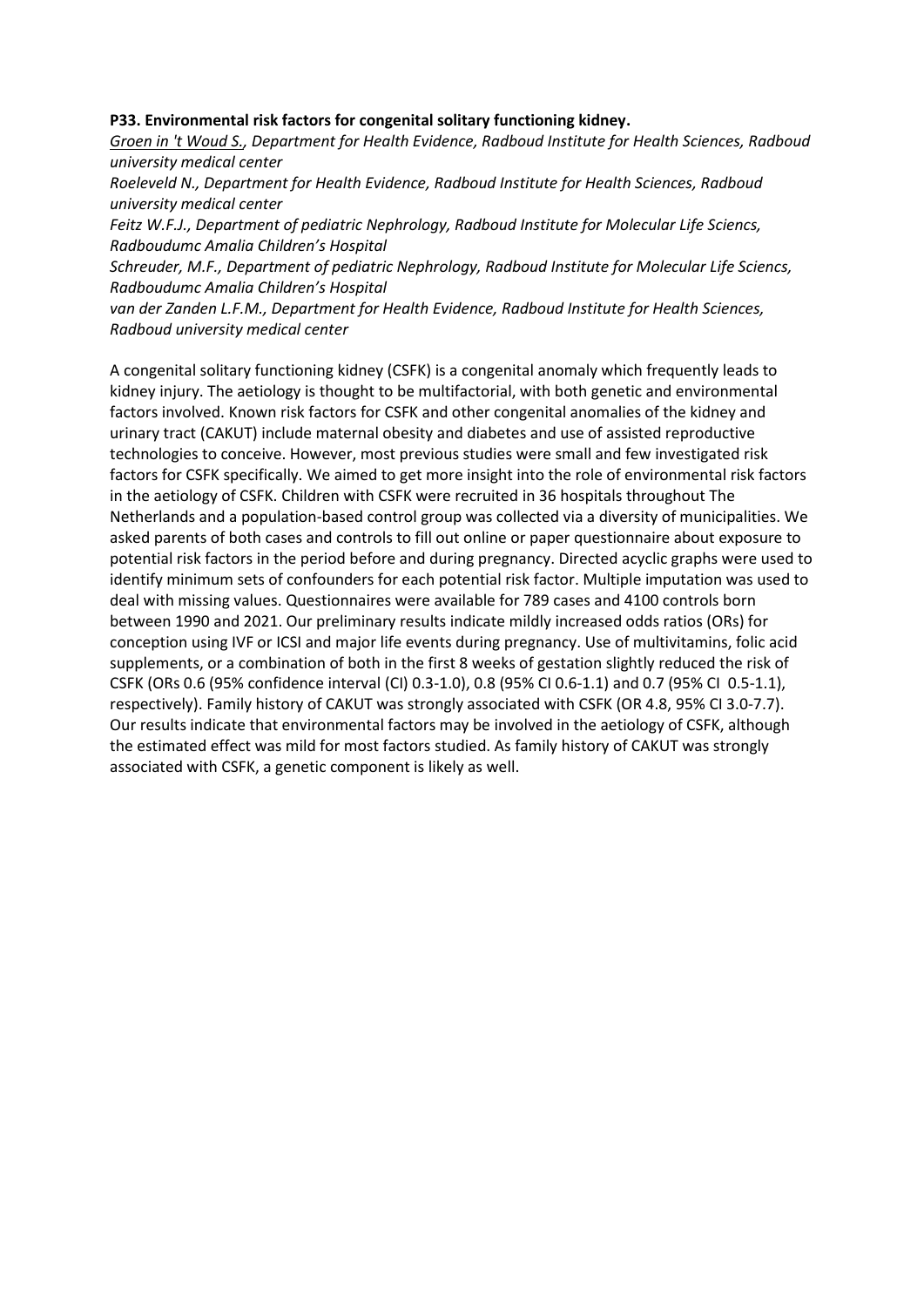**P33. Environmental risk factors for congenital solitary functioning kidney.**

*<u>Groen in 't Woud S.</u>, Department for Health Evidence, Radboud Institute for Health Sciences, Radboud university medical center*

*Roeleveld N., Department for Health Evidence, Radboud Institute for Health Sciences, Radboud university medical center*

*Feitz W.F.J., Department of pediatric Nephrology, Radboud Institute for Molecular Life Sciencs, Radboudumc Amalia Children's Hospital*

*Schreuder, M.F., Department of pediatric Nephrology, Radboud Institute for Molecular Life Sciencs, Radboudumc Amalia Children's Hospital*

*van der Zanden L.F.M., Department for Health Evidence, Radboud Institute for Health Sciences, Radboud university medical center*

A congenital solitary functioning kidney (CSFK) is a congenital anomaly which frequently leads to kidney injury. The aetiology is thought to be multifactorial, with both genetic and environmental factors involved. Known risk factors for CSFK and other congenital anomalies of the kidney and urinary tract (CAKUT) include maternal obesity and diabetes and use of assisted reproductive technologies to conceive. However, most previous studies were small and few investigated risk factors for CSFK specifically. We aimed to get more insight into the role of environmental risk factors in the aetiology of CSFK. Children with CSFK were recruited in 36 hospitals throughout The Netherlands and a population-based control group was collected via a diversity of municipalities. We asked parents of both cases and controls to fill out online or paper questionnaire about exposure to potential risk factors in the period before and during pregnancy. Directed acyclic graphs were used to identify minimum sets of confounders for each potential risk factor. Multiple imputation was used to deal with missing values. Questionnaires were available for 789 cases and 4100 controls born between 1990 and 2021. Our preliminary results indicate mildly increased odds ratios (ORs) for conception using IVF or ICSI and major life events during pregnancy. Use of multivitamins, folic acid supplements, or a combination of both in the first 8 weeks of gestation slightly reduced the risk of CSFK (ORs 0.6 (95% confidence interval (CI) 0.3-1.0), 0.8 (95% CI 0.6-1.1) and 0.7 (95% CI 0.5-1.1), respectively). Family history of CAKUT was strongly associated with CSFK (OR 4.8, 95% CI 3.0-7.7). Our results indicate that environmental factors may be involved in the aetiology of CSFK, although the estimated effect was mild for most factors studied. As family history of CAKUT was strongly associated with CSFK, a genetic component is likely as well.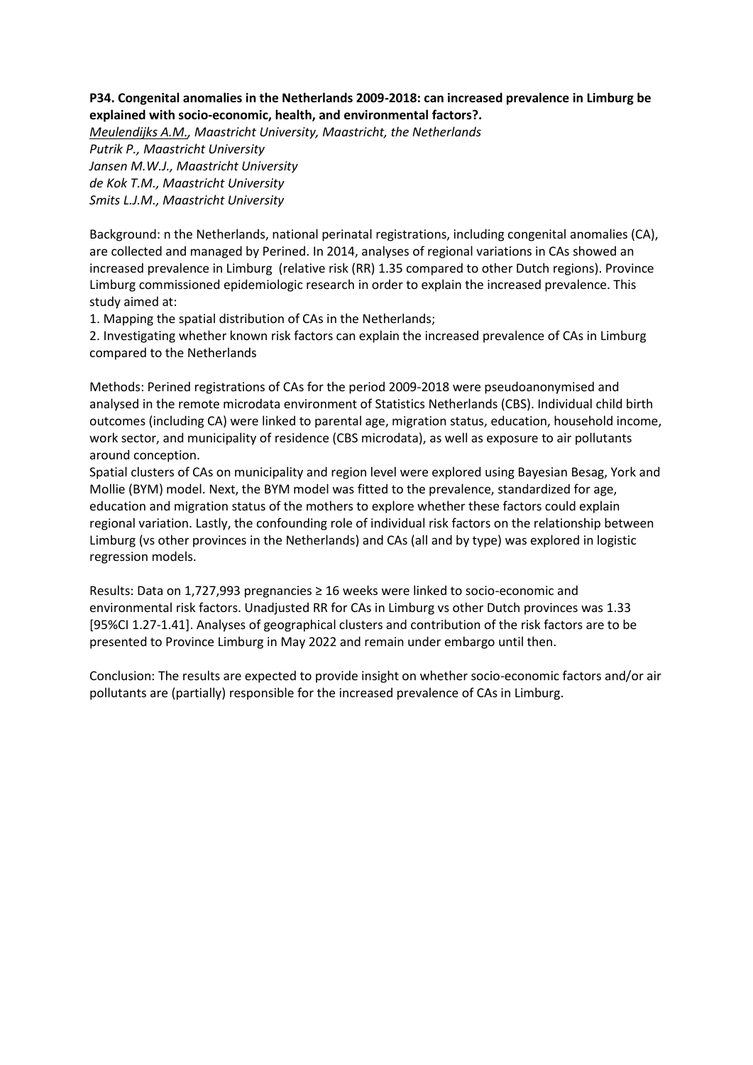**P34. Congenital anomalies in the Netherlands 2009-2018: can increased prevalence in Limburg be explained with socio-economic, health, and environmental factors?.**

*Meulendijks A.M., Maastricht University, Maastricht, the Netherlands*
*Putrik P., Maastricht University*
*Jansen M.W.J., Maastricht University*
*de Kok T.M., Maastricht University*
*Smits L.J.M., Maastricht University*

Background: n the Netherlands, national perinatal registrations, including congenital anomalies (CA), are collected and managed by Perined. In 2014, analyses of regional variations in CAs showed an increased prevalence in Limburg (relative risk (RR) 1.35 compared to other Dutch regions). Province Limburg commissioned epidemiologic research in order to explain the increased prevalence. This study aimed at:

1. Mapping the spatial distribution of CAs in the Netherlands;
2. Investigating whether known risk factors can explain the increased prevalence of CAs in Limburg compared to the Netherlands

Methods: Perined registrations of CAs for the period 2009-2018 were pseudoanonymised and analysed in the remote microdata environment of Statistics Netherlands (CBS). Individual child birth outcomes (including CA) were linked to parental age, migration status, education, household income, work sector, and municipality of residence (CBS microdata), as well as exposure to air pollutants around conception.

Spatial clusters of CAs on municipality and region level were explored using Bayesian Besag, York and Mollie (BYM) model. Next, the BYM model was fitted to the prevalence, standardized for age, education and migration status of the mothers to explore whether these factors could explain regional variation. Lastly, the confounding role of individual risk factors on the relationship between Limburg (vs other provinces in the Netherlands) and CAs (all and by type) was explored in logistic regression models.

Results: Data on 1,727,993 pregnancies ≥ 16 weeks were linked to socio-economic and environmental risk factors. Unadjusted RR for CAs in Limburg vs other Dutch provinces was 1.33 [95%CI 1.27-1.41]. Analyses of geographical clusters and contribution of the risk factors are to be presented to Province Limburg in May 2022 and remain under embargo until then.

Conclusion: The results are expected to provide insight on whether socio-economic factors and/or air pollutants are (partially) responsible for the increased prevalence of CAs in Limburg.